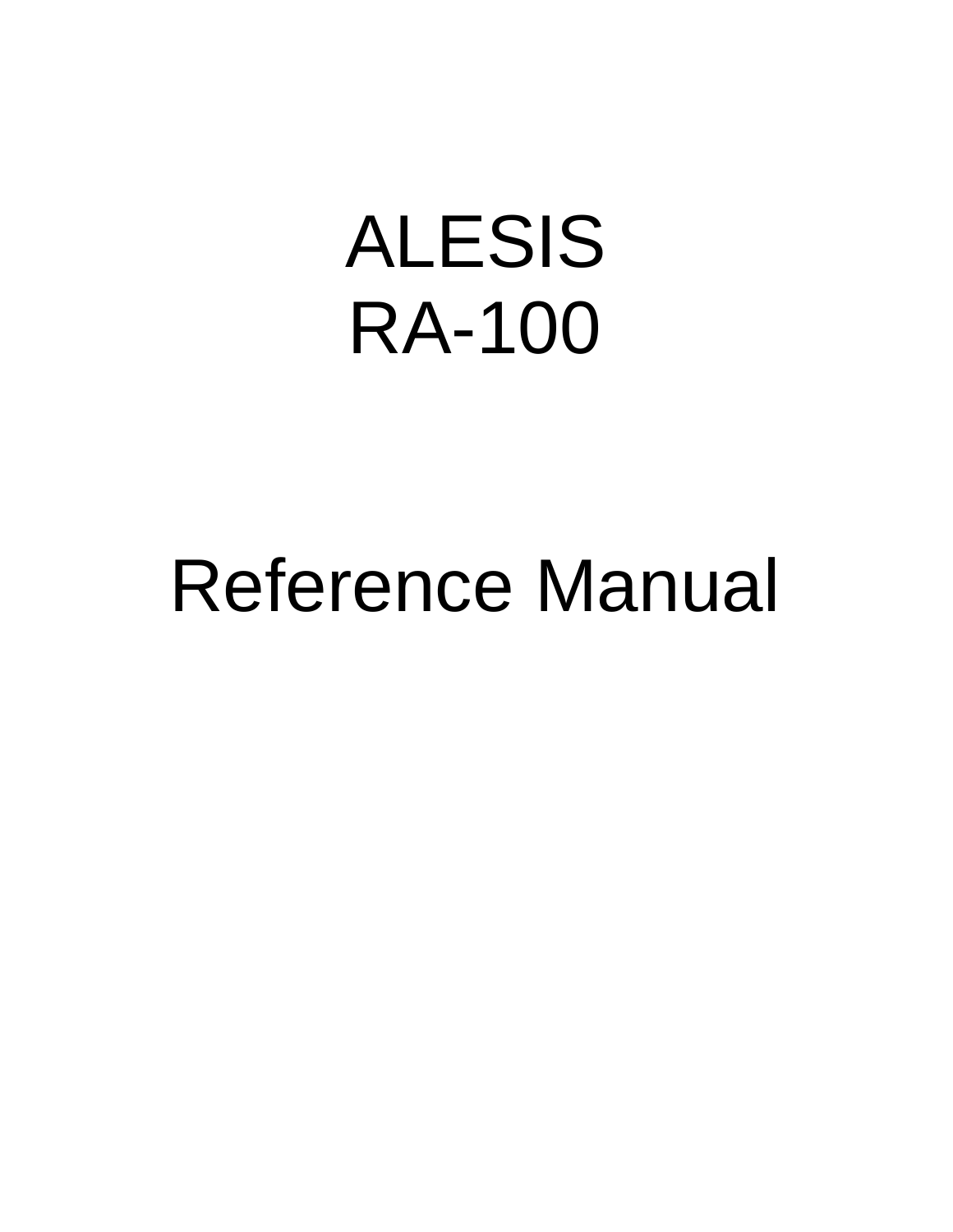# ALESIS
# RA-100

# Reference Manual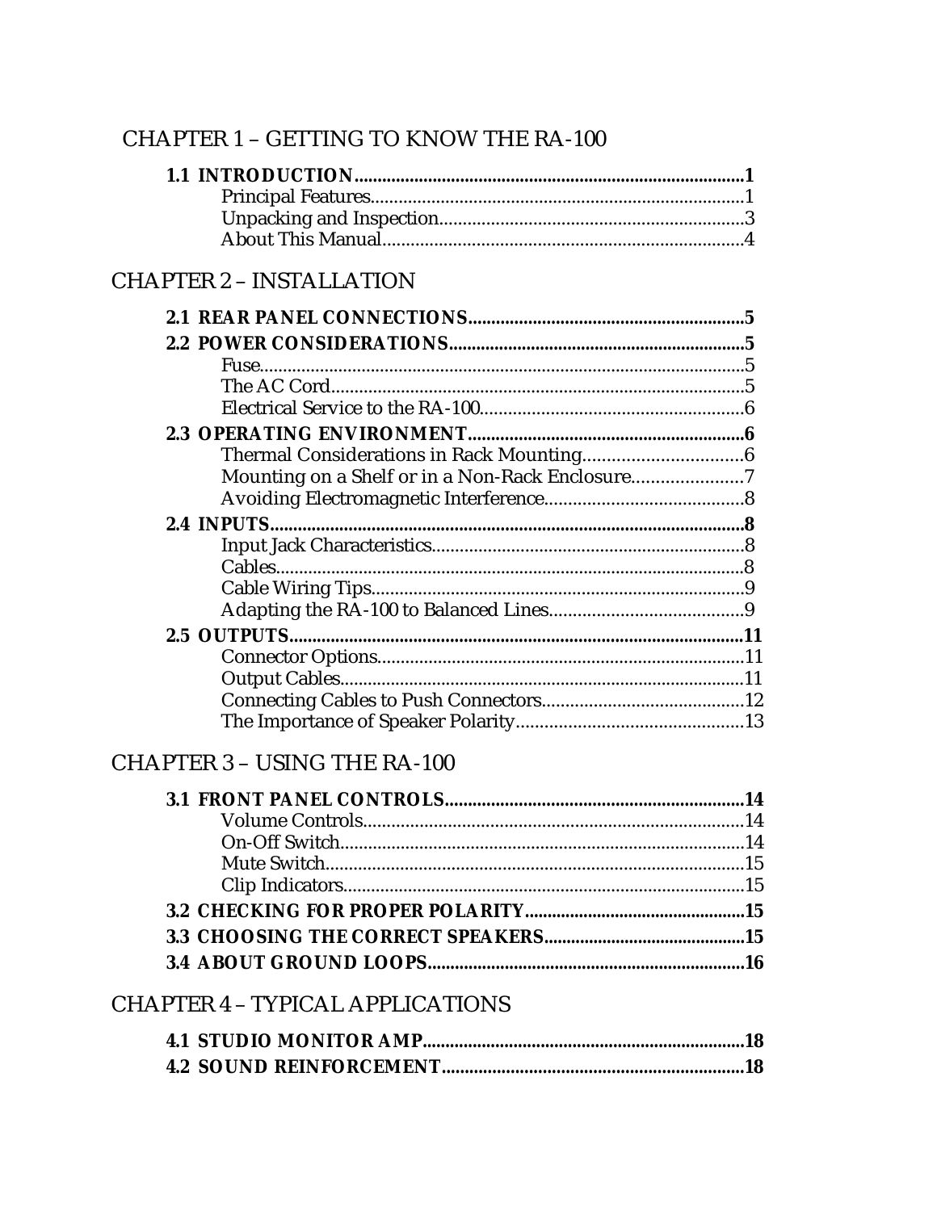## CHAPTER 1 – GETTING TO KNOW THE RA-100

**1.1 INTRODUCTION.....................................................................................1**
- Principal Features...............................................................................1
- Unpacking and Inspection.................................................................3
- About This Manual.............................................................................4

## CHAPTER 2 – INSTALLATION

**2.1 REAR PANEL CONNECTIONS............................................................5**

**2.2 POWER CONSIDERATIONS.................................................................5**
- Fuse........................................................................................................5
- The AC Cord.........................................................................................5
- Electrical Service to the RA-100.......................................................6

**2.3 OPERATING ENVIRONMENT............................................................6**
- Thermal Considerations in Rack Mounting.................................6
- Mounting on a Shelf or in a Non-Rack Enclosure.......................7
- Avoiding Electromagnetic Interference..........................................8

**2.4 INPUTS.......................................................................................................8**
- Input Jack Characteristics..................................................................8
- Cables....................................................................................................8
- Cable Wiring Tips...............................................................................9
- Adapting the RA-100 to Balanced Lines.........................................9

**2.5 OUTPUTS..................................................................................................11**
- Connector Options.............................................................................11
- Output Cables......................................................................................11
- Connecting Cables to Push Connectors...........................................12
- The Importance of Speaker Polarity................................................13

## CHAPTER 3 – USING THE RA-100

**3.1 FRONT PANEL CONTROLS.................................................................14**
- Volume Controls.................................................................................14
- On-Off Switch......................................................................................14
- Mute Switch.........................................................................................15
- Clip Indicators.....................................................................................15

**3.2 CHECKING FOR PROPER POLARITY.................................................15**

**3.3 CHOOSING THE CORRECT SPEAKERS............................................15**

**3.4 ABOUT GROUND LOOPS.....................................................................16**

## CHAPTER 4 – TYPICAL APPLICATIONS

**4.1 STUDIO MONITOR AMP......................................................................18**

**4.2 SOUND REINFORCEMENT..................................................................18**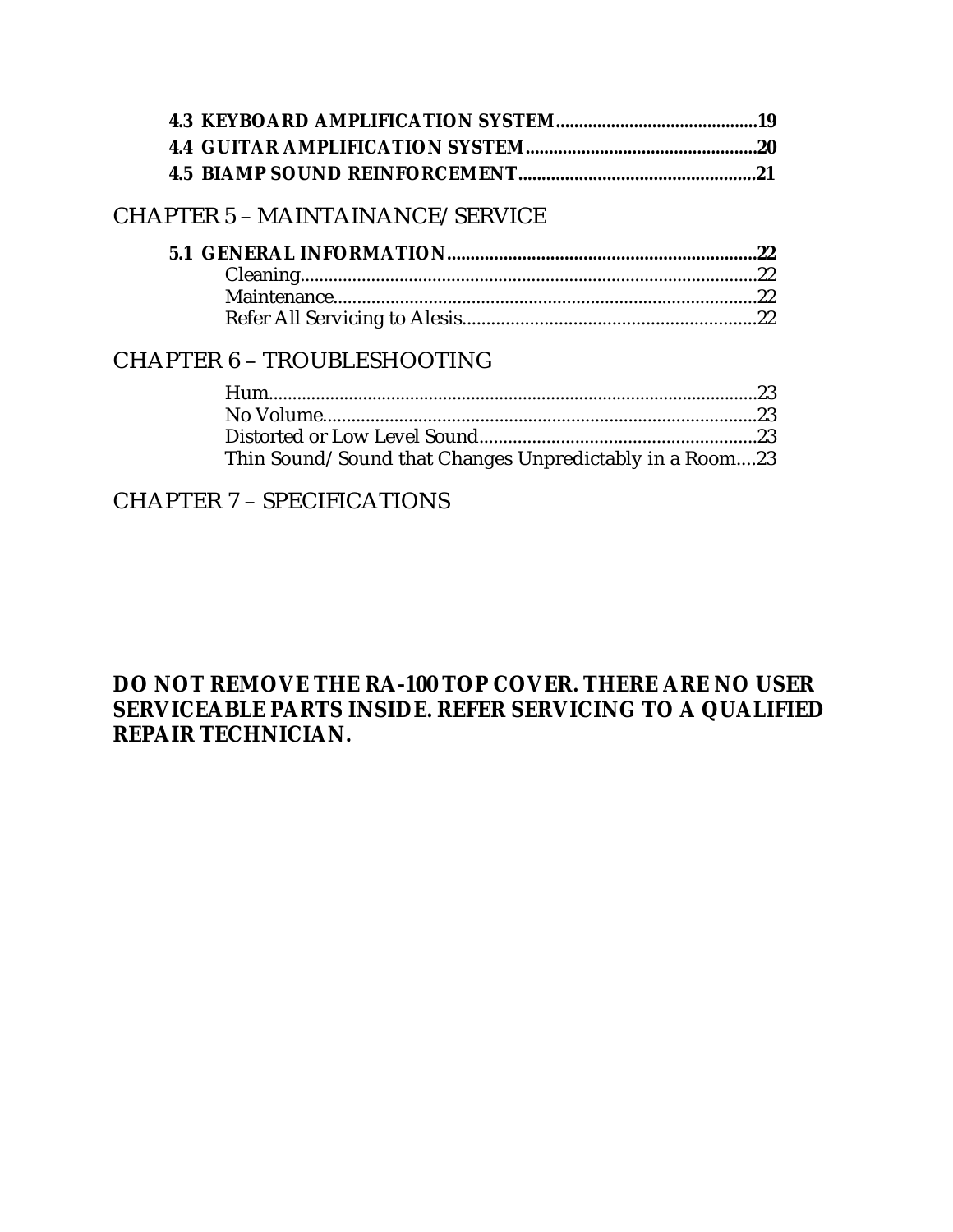**4.3 KEYBOARD AMPLIFICATION SYSTEM............................................19**
**4.4 GUITAR AMPLIFICATION SYSTEM..................................................20**
**4.5 BIAMP SOUND REINFORCEMENT...................................................21**

## CHAPTER 5 – MAINTAINANCE/SERVICE

**5.1 GENERAL INFORMATION..................................................................22**
Cleaning...............................................................................................22
Maintenance.........................................................................................22
Refer All Servicing to Alesis.............................................................22

## CHAPTER 6 – TROUBLESHOOTING

Hum.......................................................................................................23
No Volume............................................................................................23
Distorted or Low Level Sound..........................................................23
Thin Sound/Sound that Changes Unpredictably in a Room....23

## CHAPTER 7 – SPECIFICATIONS

**DO NOT REMOVE THE RA-100 TOP COVER. THERE ARE NO USER SERVICEABLE PARTS INSIDE. REFER SERVICING TO A QUALIFIED REPAIR TECHNICIAN.**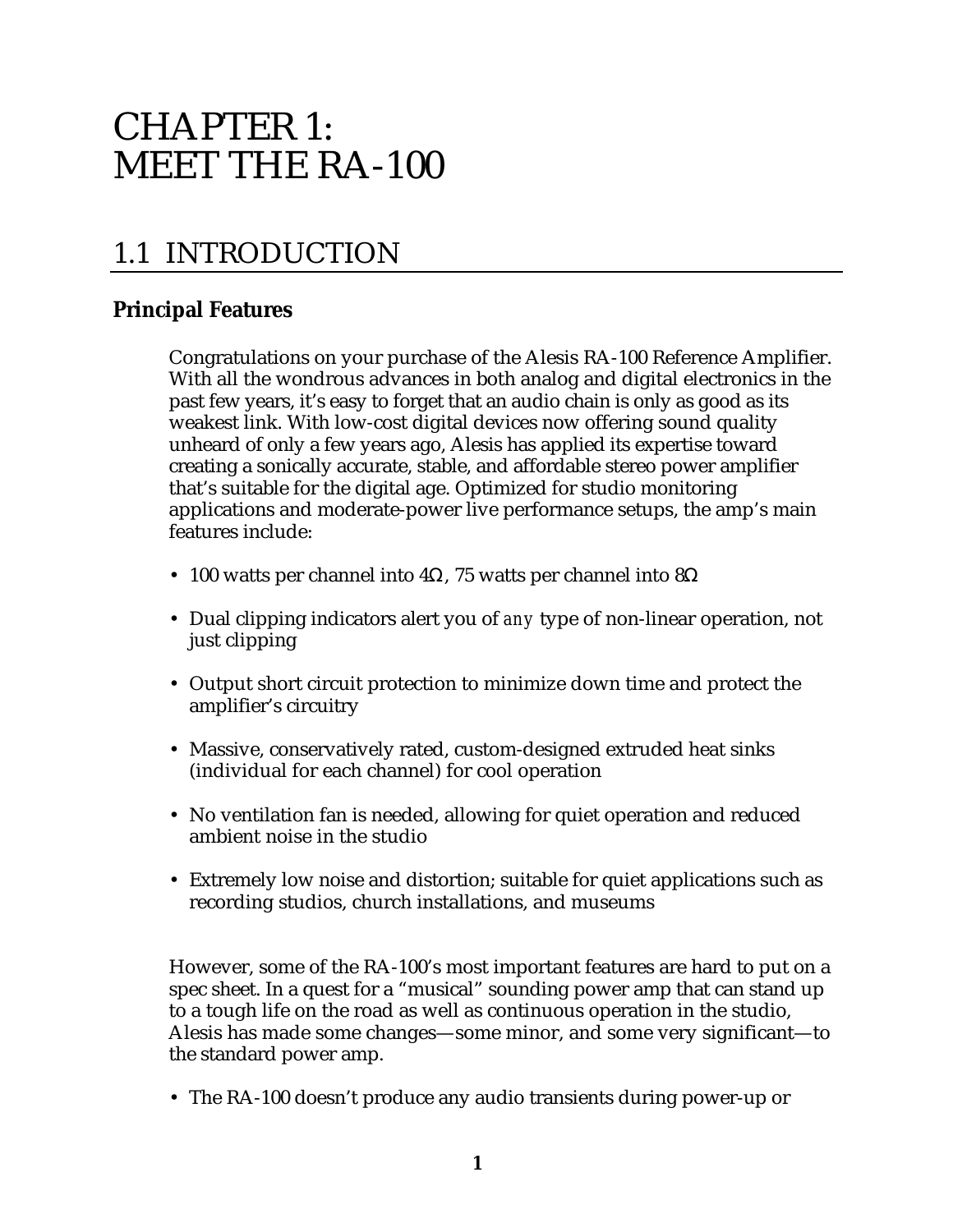# CHAPTER 1: MEET THE RA-100

## 1.1 INTRODUCTION

### Principal Features

Congratulations on your purchase of the Alesis RA-100 Reference Amplifier. With all the wondrous advances in both analog and digital electronics in the past few years, it's easy to forget that an audio chain is only as good as its weakest link. With low-cost digital devices now offering sound quality unheard of only a few years ago, Alesis has applied its expertise toward creating a sonically accurate, stable, and affordable stereo power amplifier that's suitable for the digital age. Optimized for studio monitoring applications and moderate-power live performance setups, the amp's main features include:

- 100 watts per channel into 4Ω, 75 watts per channel into 8Ω
- Dual clipping indicators alert you of *any* type of non-linear operation, not just clipping
- Output short circuit protection to minimize down time and protect the amplifier's circuitry
- Massive, conservatively rated, custom-designed extruded heat sinks (individual for each channel) for cool operation
- No ventilation fan is needed, allowing for quiet operation and reduced ambient noise in the studio
- Extremely low noise and distortion; suitable for quiet applications such as recording studios, church installations, and museums

However, some of the RA-100's most important features are hard to put on a spec sheet. In a quest for a "musical" sounding power amp that can stand up to a tough life on the road as well as continuous operation in the studio, Alesis has made some changes—some minor, and some very significant—to the standard power amp.

- The RA-100 doesn't produce any audio transients during power-up or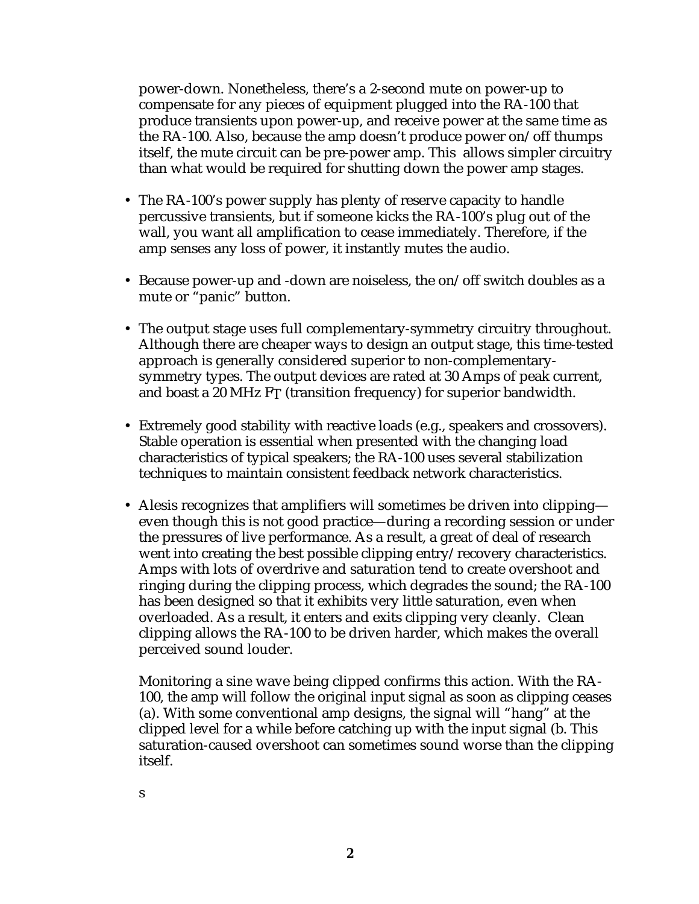power-down. Nonetheless, there's a 2-second mute on power-up to compensate for any pieces of equipment plugged into the RA-100 that produce transients upon power-up, and receive power at the same time as the RA-100. Also, because the amp doesn't produce power on/off thumps itself, the mute circuit can be pre-power amp. This allows simpler circuitry than what would be required for shutting down the power amp stages.

- The RA-100's power supply has plenty of reserve capacity to handle percussive transients, but if someone kicks the RA-100's plug out of the wall, you want all amplification to cease immediately. Therefore, if the amp senses any loss of power, it instantly mutes the audio.

- Because power-up and -down are noiseless, the on/off switch doubles as a mute or "panic" button.

- The output stage uses full complementary-symmetry circuitry throughout. Although there are cheaper ways to design an output stage, this time-tested approach is generally considered superior to non-complementary-symmetry types. The output devices are rated at 30 Amps of peak current, and boast a 20 MHz $F_T$ (transition frequency) for superior bandwidth.

- Extremely good stability with reactive loads (e.g., speakers and crossovers). Stable operation is essential when presented with the changing load characteristics of typical speakers; the RA-100 uses several stabilization techniques to maintain consistent feedback network characteristics.

- Alesis recognizes that amplifiers will sometimes be driven into clipping—even though this is not good practice—during a recording session or under the pressures of live performance. As a result, a great of deal of research went into creating the best possible clipping entry/recovery characteristics. Amps with lots of overdrive and saturation tend to create overshoot and ringing during the clipping process, which degrades the sound; the RA-100 has been designed so that it exhibits very little saturation, even when overloaded. As a result, it enters and exits clipping very cleanly. Clean clipping allows the RA-100 to be driven harder, which makes the overall perceived sound louder.

  Monitoring a sine wave being clipped confirms this action. With the RA-100, the amp will follow the original input signal as soon as clipping ceases (a). With some conventional amp designs, the signal will "hang" at the clipped level for a while before catching up with the input signal (b. This saturation-caused overshoot can sometimes sound worse than the clipping itself.

  s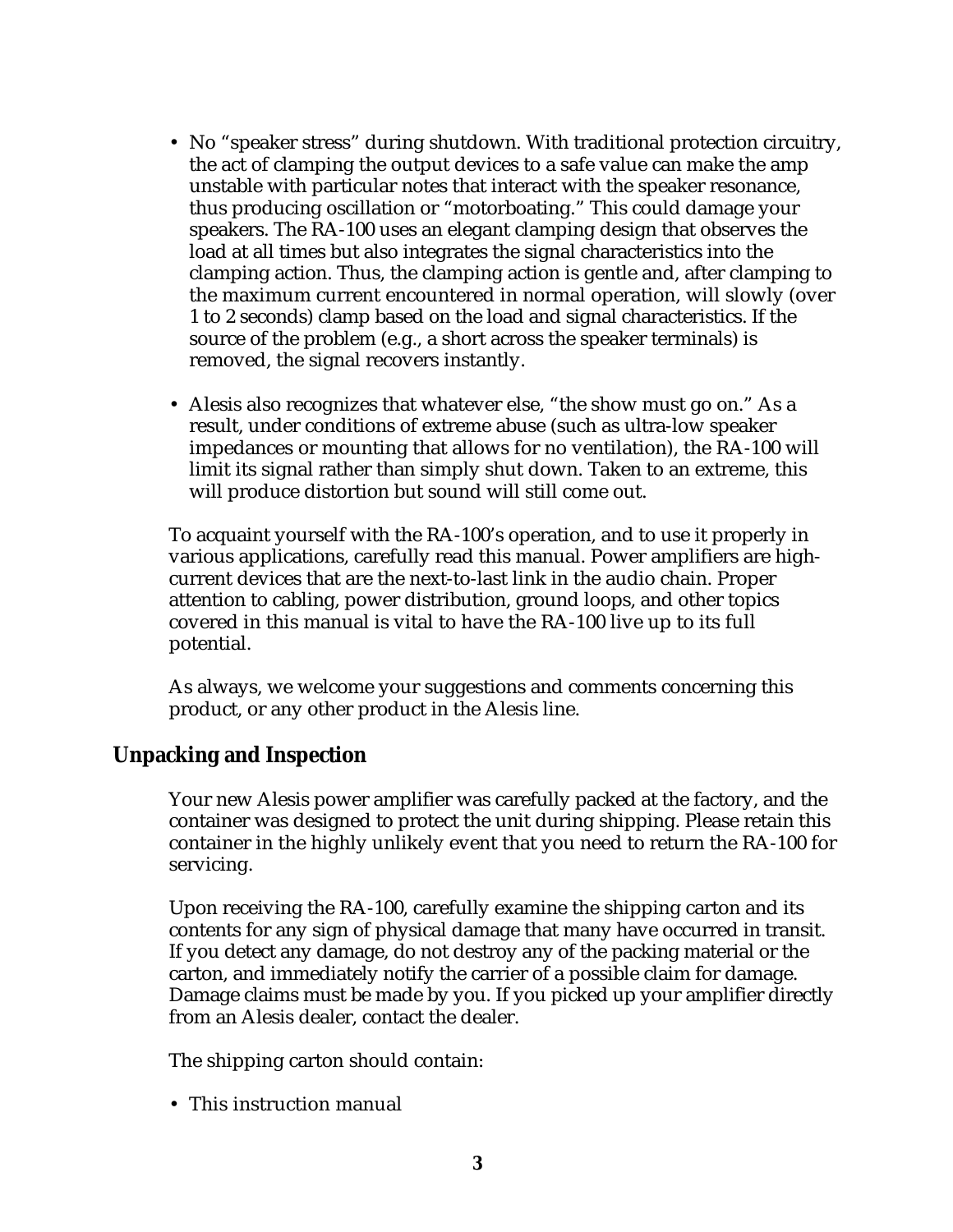- No "speaker stress" during shutdown. With traditional protection circuitry, the act of clamping the output devices to a safe value can make the amp unstable with particular notes that interact with the speaker resonance, thus producing oscillation or "motorboating." This could damage your speakers. The RA-100 uses an elegant clamping design that observes the load at all times but also integrates the signal characteristics into the clamping action. Thus, the clamping action is gentle and, after clamping to the maximum current encountered in normal operation, will slowly (over 1 to 2 seconds) clamp based on the load and signal characteristics. If the source of the problem (e.g., a short across the speaker terminals) is removed, the signal recovers instantly.

- Alesis also recognizes that whatever else, "the show must go on." As a result, under conditions of extreme abuse (such as ultra-low speaker impedances or mounting that allows for no ventilation), the RA-100 will limit its signal rather than simply shut down. Taken to an extreme, this will produce distortion but sound will still come out.

To acquaint yourself with the RA-100's operation, and to use it properly in various applications, carefully read this manual. Power amplifiers are high-current devices that are the next-to-last link in the audio chain. Proper attention to cabling, power distribution, ground loops, and other topics covered in this manual is vital to have the RA-100 live up to its full potential.

As always, we welcome your suggestions and comments concerning this product, or any other product in the Alesis line.

## Unpacking and Inspection

Your new Alesis power amplifier was carefully packed at the factory, and the container was designed to protect the unit during shipping. Please retain this container in the highly unlikely event that you need to return the RA-100 for servicing.

Upon receiving the RA-100, carefully examine the shipping carton and its contents for any sign of physical damage that many have occurred in transit. If you detect any damage, do not destroy any of the packing material or the carton, and immediately notify the carrier of a possible claim for damage. Damage claims must be made by you. If you picked up your amplifier directly from an Alesis dealer, contact the dealer.

The shipping carton should contain:

- This instruction manual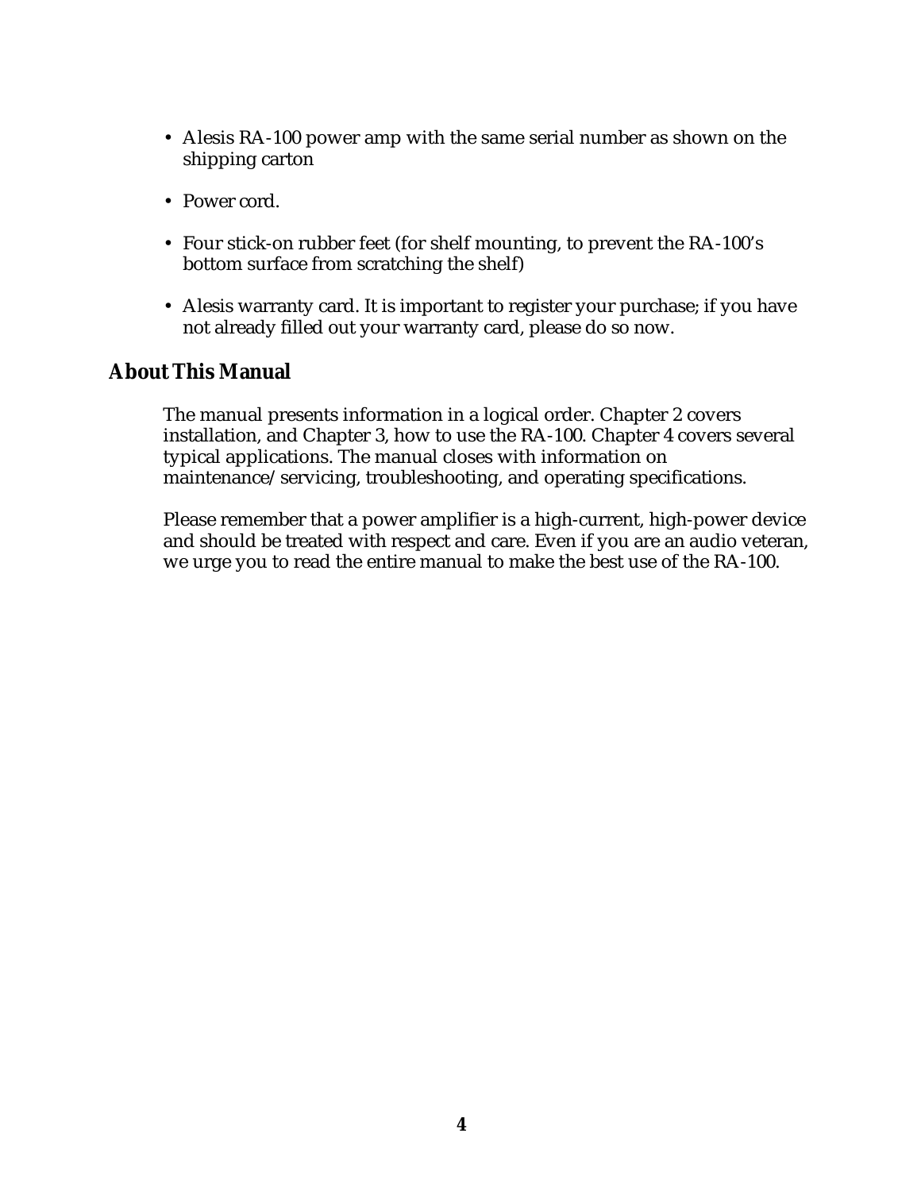- Alesis RA-100 power amp with the same serial number as shown on the shipping carton
- Power cord.
- Four stick-on rubber feet (for shelf mounting, to prevent the RA-100's bottom surface from scratching the shelf)
- Alesis warranty card. It is important to register your purchase; if you have not already filled out your warranty card, please do so now.

## About This Manual

The manual presents information in a logical order. Chapter 2 covers installation, and Chapter 3, how to use the RA-100. Chapter 4 covers several typical applications. The manual closes with information on maintenance/servicing, troubleshooting, and operating specifications.

Please remember that a power amplifier is a high-current, high-power device and should be treated with respect and care. Even if you are an audio veteran, we urge you to read the entire manual to make the best use of the RA-100.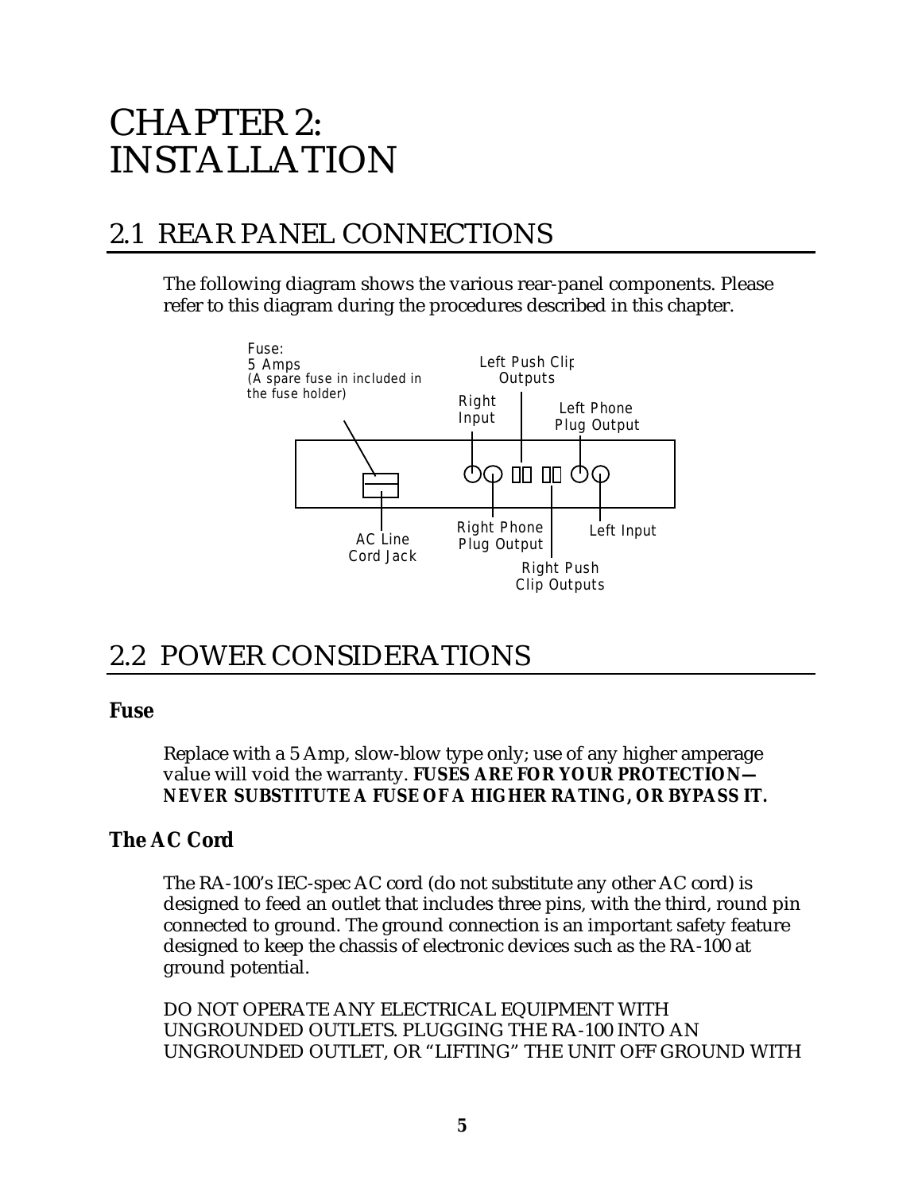# CHAPTER 2: INSTALLATION

## 2.1 REAR PANEL CONNECTIONS

The following diagram shows the various rear-panel components. Please refer to this diagram during the procedures described in this chapter.

Fuse: 5 Amps (A spare fuse in included in the fuse holder)

Right Input

Left Push Clip Outputs

Left Phone Plug Output

AC Line Cord Jack

Right Phone Plug Output

Left Input

Right Push Clip Outputs

## 2.2 POWER CONSIDERATIONS

### Fuse

Replace with a 5 Amp, slow-blow type only; use of any higher amperage value will void the warranty. **FUSES ARE FOR YOUR PROTECTION—NEVER SUBSTITUTE A FUSE OF A HIGHER RATING, OR BYPASS IT.**

### The AC Cord

The RA-100's IEC-spec AC cord (do not substitute any other AC cord) is designed to feed an outlet that includes three pins, with the third, round pin connected to ground. The ground connection is an important safety feature designed to keep the chassis of electronic devices such as the RA-100 at ground potential.

DO NOT OPERATE ANY ELECTRICAL EQUIPMENT WITH UNGROUNDED OUTLETS. PLUGGING THE RA-100 INTO AN UNGROUNDED OUTLET, OR "LIFTING" THE UNIT OFF GROUND WITH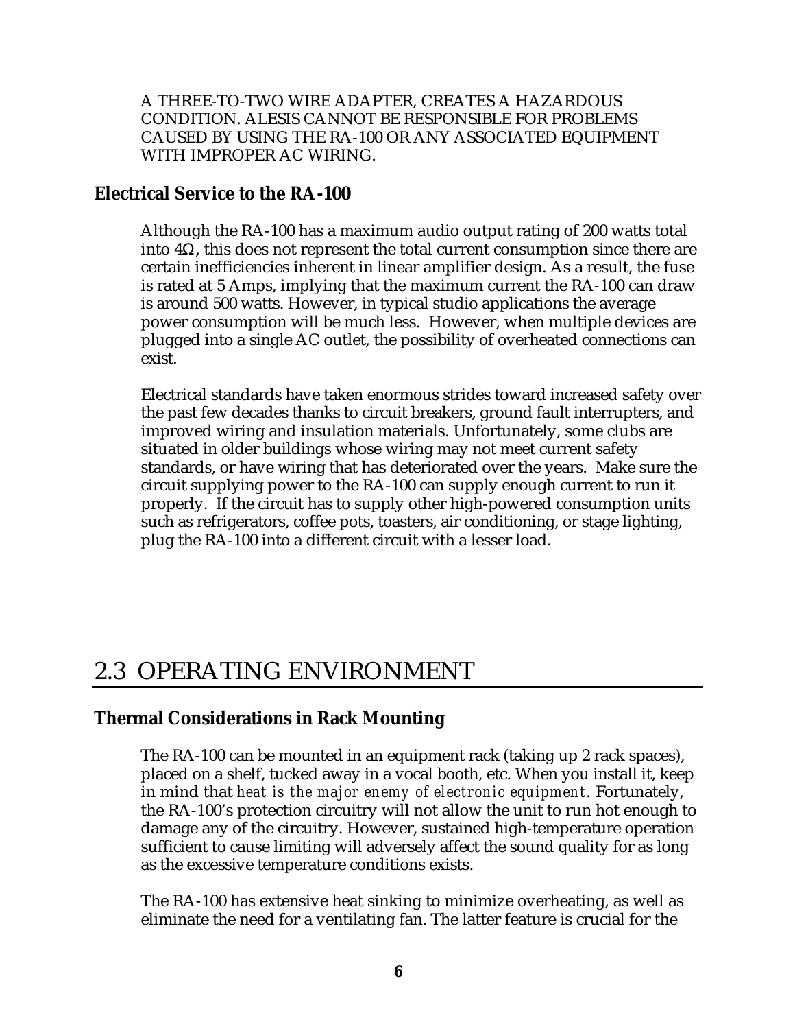A THREE-TO-TWO WIRE ADAPTER, CREATES A HAZARDOUS CONDITION. ALESIS CANNOT BE RESPONSIBLE FOR PROBLEMS CAUSED BY USING THE RA-100 OR ANY ASSOCIATED EQUIPMENT WITH IMPROPER AC WIRING.

### Electrical Service to the RA-100

Although the RA-100 has a maximum audio output rating of 200 watts total into 4Ω, this does not represent the total current consumption since there are certain inefficiencies inherent in linear amplifier design. As a result, the fuse is rated at 5 Amps, implying that the maximum current the RA-100 can draw is around 500 watts. However, in typical studio applications the average power consumption will be much less. However, when multiple devices are plugged into a single AC outlet, the possibility of overheated connections can exist.

Electrical standards have taken enormous strides toward increased safety over the past few decades thanks to circuit breakers, ground fault interrupters, and improved wiring and insulation materials. Unfortunately, some clubs are situated in older buildings whose wiring may not meet current safety standards, or have wiring that has deteriorated over the years. Make sure the circuit supplying power to the RA-100 can supply enough current to run it properly. If the circuit has to supply other high-powered consumption units such as refrigerators, coffee pots, toasters, air conditioning, or stage lighting, plug the RA-100 into a different circuit with a lesser load.

## 2.3 OPERATING ENVIRONMENT

### Thermal Considerations in Rack Mounting

The RA-100 can be mounted in an equipment rack (taking up 2 rack spaces), placed on a shelf, tucked away in a vocal booth, etc. When you install it, keep in mind that *heat is the major enemy of electronic equipment.* Fortunately, the RA-100's protection circuitry will not allow the unit to run hot enough to damage any of the circuitry. However, sustained high-temperature operation sufficient to cause limiting will adversely affect the sound quality for as long as the excessive temperature conditions exists.

The RA-100 has extensive heat sinking to minimize overheating, as well as eliminate the need for a ventilating fan. The latter feature is crucial for the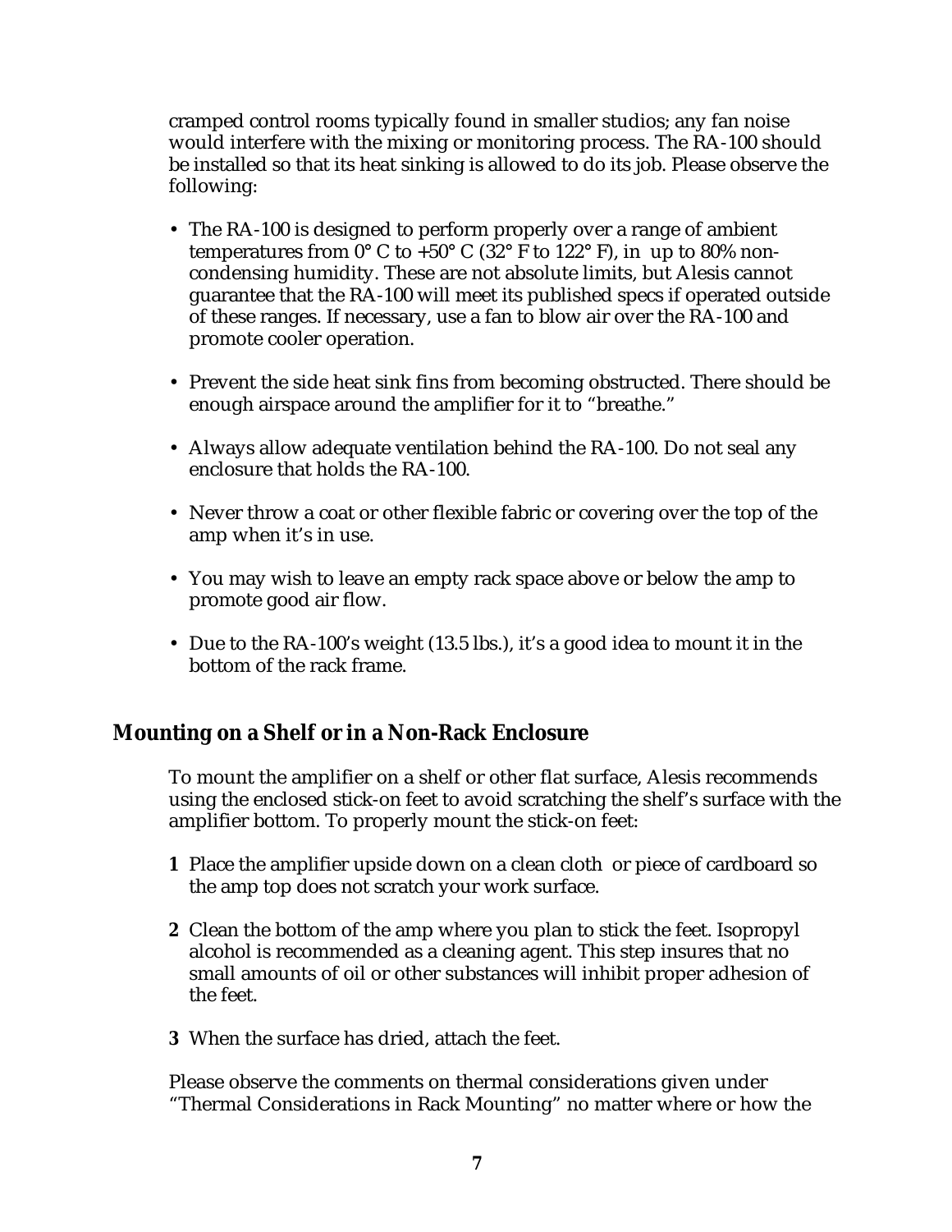cramped control rooms typically found in smaller studios; any fan noise would interfere with the mixing or monitoring process. The RA-100 should be installed so that its heat sinking is allowed to do its job. Please observe the following:

- The RA-100 is designed to perform properly over a range of ambient temperatures from 0° C to +50° C (32° F to 122° F), in up to 80% non-condensing humidity. These are not absolute limits, but Alesis cannot guarantee that the RA-100 will meet its published specs if operated outside of these ranges. If necessary, use a fan to blow air over the RA-100 and promote cooler operation.
- Prevent the side heat sink fins from becoming obstructed. There should be enough airspace around the amplifier for it to “breathe.”
- Always allow adequate ventilation behind the RA-100. Do not seal any enclosure that holds the RA-100.
- Never throw a coat or other flexible fabric or covering over the top of the amp when it’s in use.
- You may wish to leave an empty rack space above or below the amp to promote good air flow.
- Due to the RA-100’s weight (13.5 lbs.), it’s a good idea to mount it in the bottom of the rack frame.

## Mounting on a Shelf or in a Non-Rack Enclosure

To mount the amplifier on a shelf or other flat surface, Alesis recommends using the enclosed stick-on feet to avoid scratching the shelf’s surface with the amplifier bottom. To properly mount the stick-on feet:

1. Place the amplifier upside down on a clean cloth or piece of cardboard so the amp top does not scratch your work surface.
2. Clean the bottom of the amp where you plan to stick the feet. Isopropyl alcohol is recommended as a cleaning agent. This step insures that no small amounts of oil or other substances will inhibit proper adhesion of the feet.
3. When the surface has dried, attach the feet.

Please observe the comments on thermal considerations given under “Thermal Considerations in Rack Mounting” no matter where or how the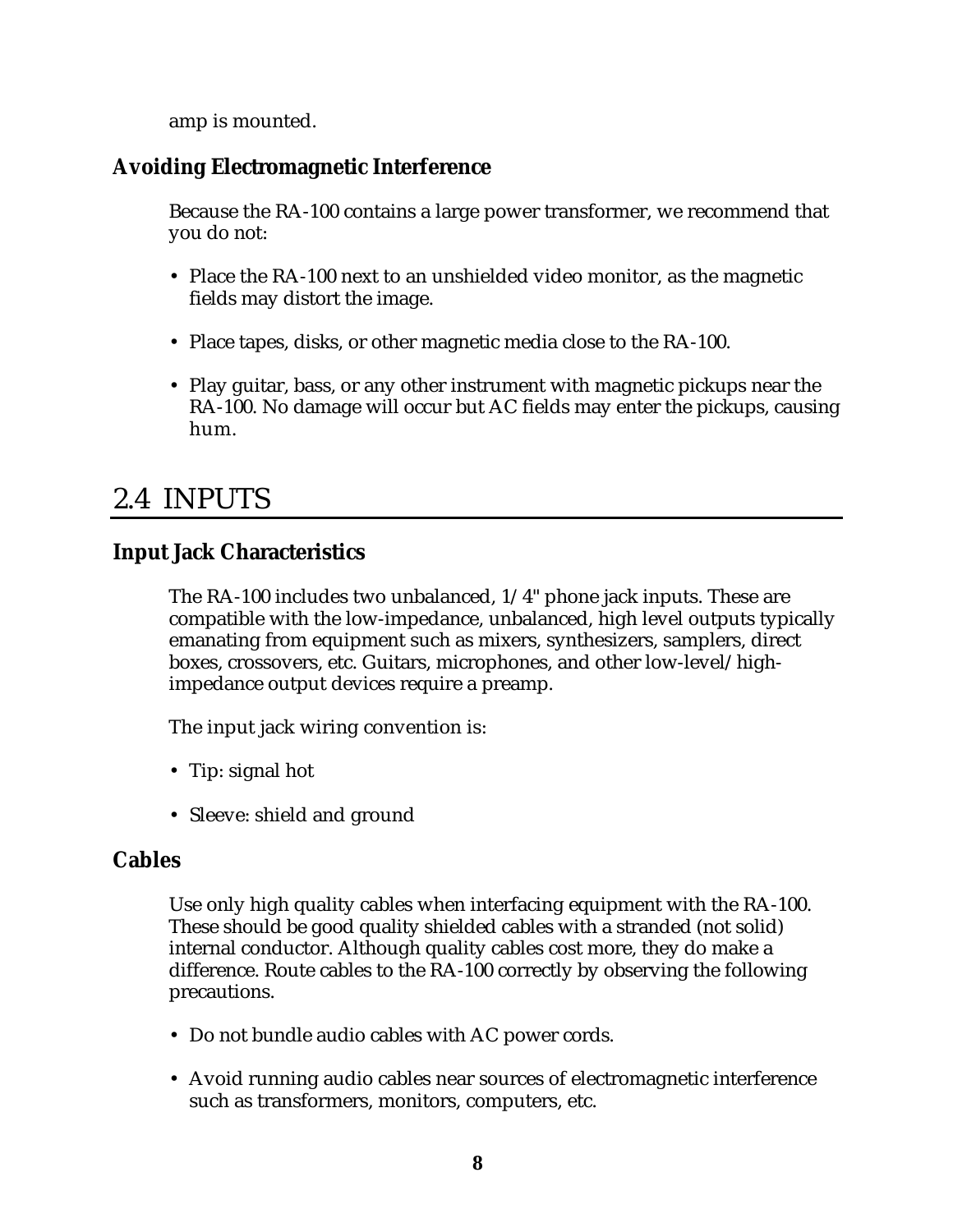amp is mounted.

### Avoiding Electromagnetic Interference

Because the RA-100 contains a large power transformer, we recommend that you do not:

- Place the RA-100 next to an unshielded video monitor, as the magnetic fields may distort the image.
- Place tapes, disks, or other magnetic media close to the RA-100.
- Play guitar, bass, or any other instrument with magnetic pickups near the RA-100. No damage will occur but AC fields may enter the pickups, causing hum.

## 2.4 INPUTS

### Input Jack Characteristics

The RA-100 includes two unbalanced, 1/4" phone jack inputs. These are compatible with the low-impedance, unbalanced, high level outputs typically emanating from equipment such as mixers, synthesizers, samplers, direct boxes, crossovers, etc. Guitars, microphones, and other low-level/high-impedance output devices require a preamp.

The input jack wiring convention is:

- Tip: signal hot
- Sleeve: shield and ground

### Cables

Use only high quality cables when interfacing equipment with the RA-100. These should be good quality shielded cables with a stranded (not solid) internal conductor. Although quality cables cost more, they do make a difference. Route cables to the RA-100 correctly by observing the following precautions.

- Do not bundle audio cables with AC power cords.
- Avoid running audio cables near sources of electromagnetic interference such as transformers, monitors, computers, etc.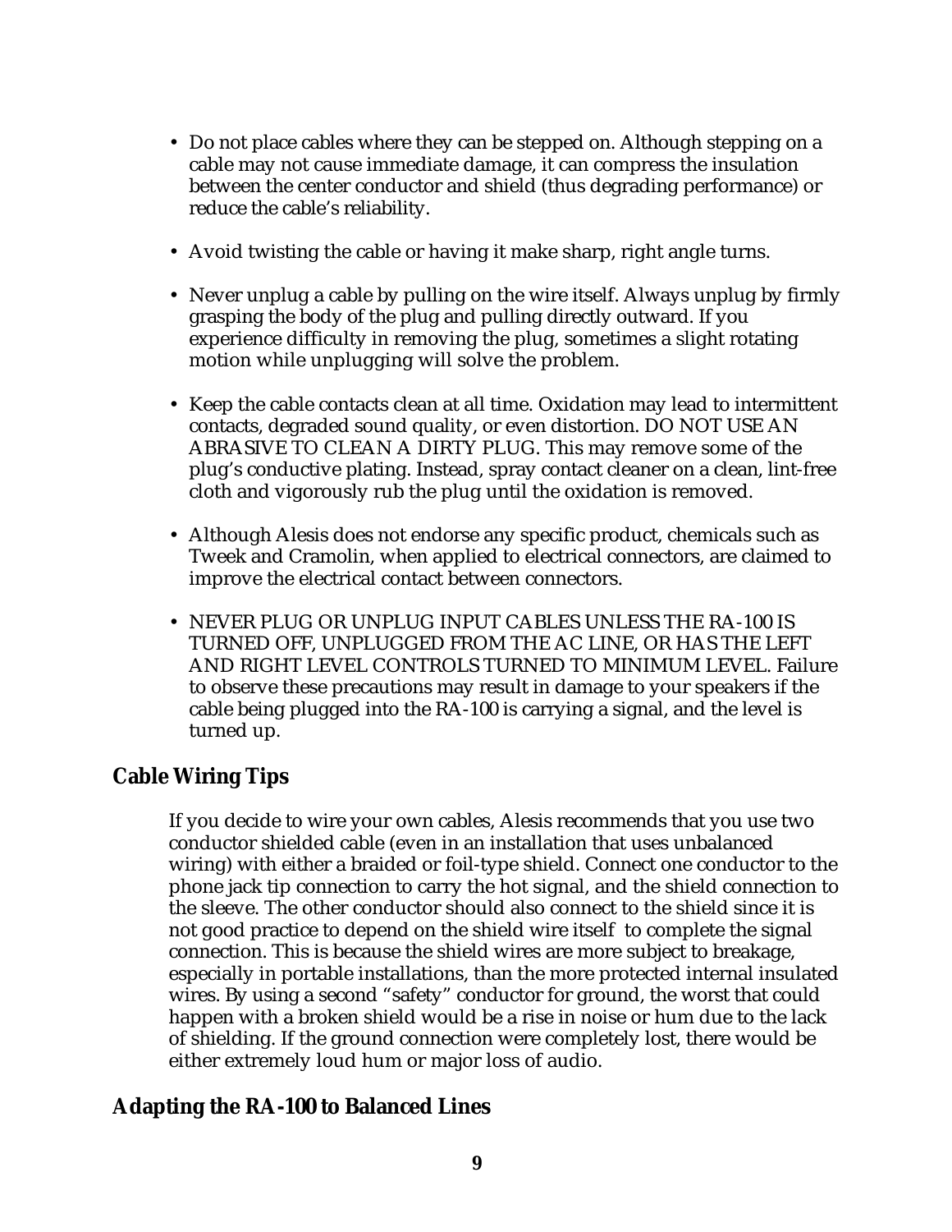- Do not place cables where they can be stepped on. Although stepping on a cable may not cause immediate damage, it can compress the insulation between the center conductor and shield (thus degrading performance) or reduce the cable's reliability.
- Avoid twisting the cable or having it make sharp, right angle turns.
- Never unplug a cable by pulling on the wire itself. Always unplug by firmly grasping the body of the plug and pulling directly outward. If you experience difficulty in removing the plug, sometimes a slight rotating motion while unplugging will solve the problem.
- Keep the cable contacts clean at all time. Oxidation may lead to intermittent contacts, degraded sound quality, or even distortion. DO NOT USE AN ABRASIVE TO CLEAN A DIRTY PLUG. This may remove some of the plug's conductive plating. Instead, spray contact cleaner on a clean, lint-free cloth and vigorously rub the plug until the oxidation is removed.
- Although Alesis does not endorse any specific product, chemicals such as Tweek and Cramolin, when applied to electrical connectors, are claimed to improve the electrical contact between connectors.
- NEVER PLUG OR UNPLUG INPUT CABLES UNLESS THE RA-100 IS TURNED OFF, UNPLUGGED FROM THE AC LINE, OR HAS THE LEFT AND RIGHT LEVEL CONTROLS TURNED TO MINIMUM LEVEL. Failure to observe these precautions may result in damage to your speakers if the cable being plugged into the RA-100 is carrying a signal, and the level is turned up.

## Cable Wiring Tips

If you decide to wire your own cables, Alesis recommends that you use two conductor shielded cable (even in an installation that uses unbalanced wiring) with either a braided or foil-type shield. Connect one conductor to the phone jack tip connection to carry the hot signal, and the shield connection to the sleeve. The other conductor should also connect to the shield since it is not good practice to depend on the shield wire itself to complete the signal connection. This is because the shield wires are more subject to breakage, especially in portable installations, than the more protected internal insulated wires. By using a second "safety" conductor for ground, the worst that could happen with a broken shield would be a rise in noise or hum due to the lack of shielding. If the ground connection were completely lost, there would be either extremely loud hum or major loss of audio.

## Adapting the RA-100 to Balanced Lines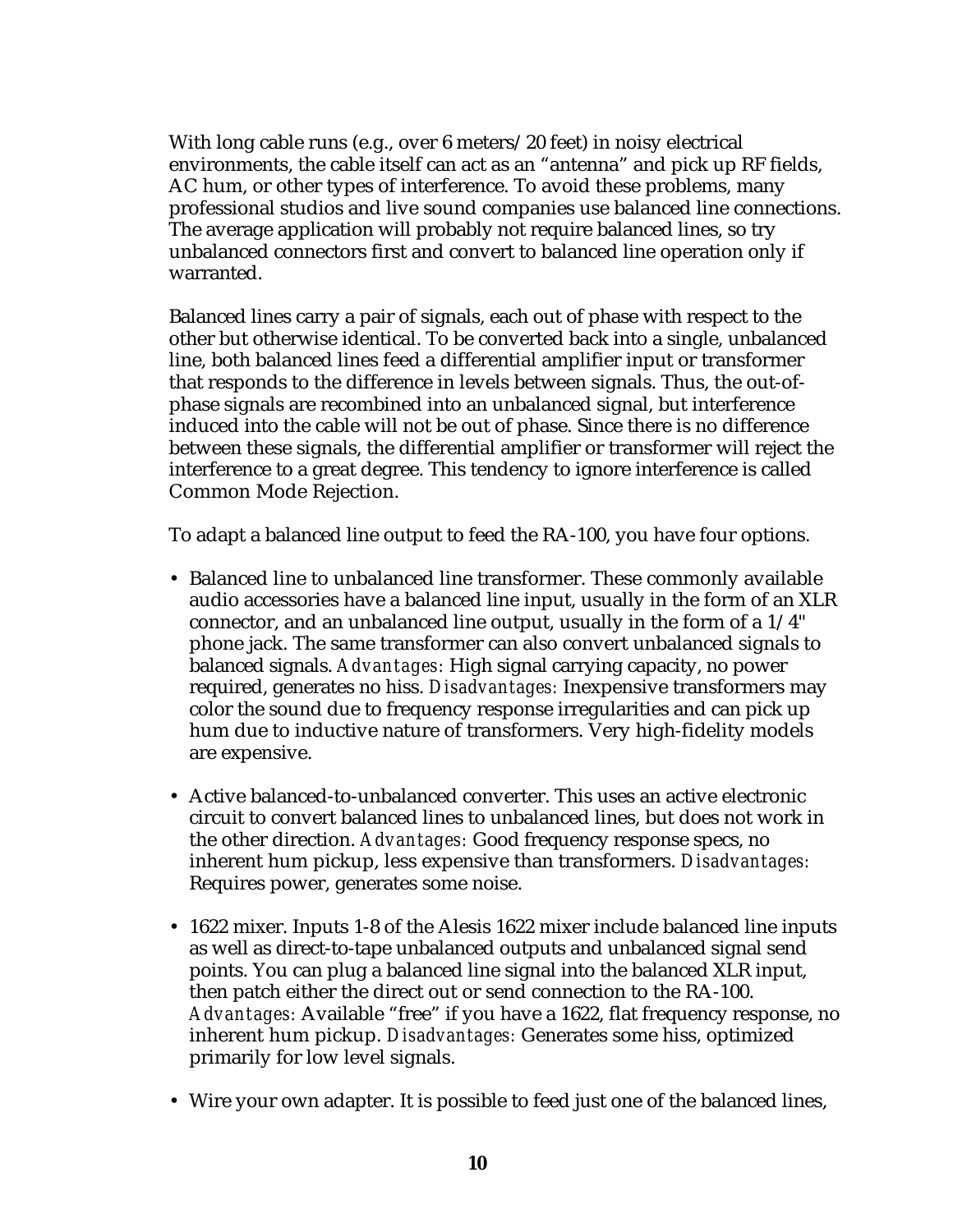With long cable runs (e.g., over 6 meters/20 feet) in noisy electrical environments, the cable itself can act as an “antenna” and pick up RF fields, AC hum, or other types of interference. To avoid these problems, many professional studios and live sound companies use balanced line connections. The average application will probably not require balanced lines, so try unbalanced connectors first and convert to balanced line operation only if warranted.

Balanced lines carry a pair of signals, each out of phase with respect to the other but otherwise identical. To be converted back into a single, unbalanced line, both balanced lines feed a differential amplifier input or transformer that responds to the difference in levels between signals. Thus, the out-of-phase signals are recombined into an unbalanced signal, but interference induced into the cable will not be out of phase. Since there is no difference between these signals, the differential amplifier or transformer will reject the interference to a great degree. This tendency to ignore interference is called Common Mode Rejection.

To adapt a balanced line output to feed the RA-100, you have four options.

- Balanced line to unbalanced line transformer. These commonly available audio accessories have a balanced line input, usually in the form of an XLR connector, and an unbalanced line output, usually in the form of a 1/4" phone jack. The same transformer can also convert unbalanced signals to balanced signals. *Advantages:* High signal carrying capacity, no power required, generates no hiss. *Disadvantages:* Inexpensive transformers may color the sound due to frequency response irregularities and can pick up hum due to inductive nature of transformers. Very high-fidelity models are expensive.

- Active balanced-to-unbalanced converter. This uses an active electronic circuit to convert balanced lines to unbalanced lines, but does not work in the other direction. *Advantages:* Good frequency response specs, no inherent hum pickup, less expensive than transformers. *Disadvantages:* Requires power, generates some noise.

- 1622 mixer. Inputs 1-8 of the Alesis 1622 mixer include balanced line inputs as well as direct-to-tape unbalanced outputs and unbalanced signal send points. You can plug a balanced line signal into the balanced XLR input, then patch either the direct out or send connection to the RA-100. *Advantages:* Available “free” if you have a 1622, flat frequency response, no inherent hum pickup. *Disadvantages:* Generates some hiss, optimized primarily for low level signals.

- Wire your own adapter. It is possible to feed just one of the balanced lines,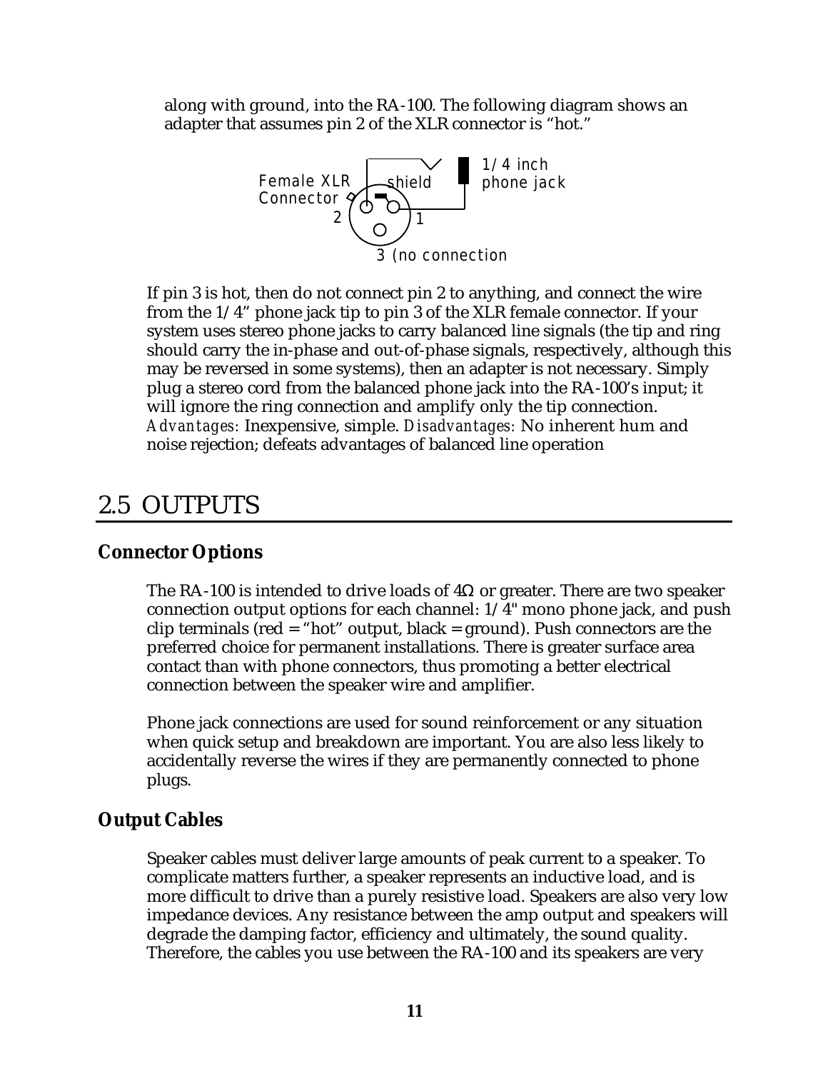along with ground, into the RA-100. The following diagram shows an adapter that assumes pin 2 of the XLR connector is "hot."

Female XLR Connector — 2, 1, shield — 1/4 inch phone jack — 3 (no connection

If pin 3 is hot, then do not connect pin 2 to anything, and connect the wire from the 1/4" phone jack tip to pin 3 of the XLR female connector. If your system uses stereo phone jacks to carry balanced line signals (the tip and ring should carry the in-phase and out-of-phase signals, respectively, although this may be reversed in some systems), then an adapter is not necessary. Simply plug a stereo cord from the balanced phone jack into the RA-100's input; it will ignore the ring connection and amplify only the tip connection. *Advantages:* Inexpensive, simple. *Disadvantages:* No inherent hum and noise rejection; defeats advantages of balanced line operation

# 2.5 OUTPUTS

## Connector Options

The RA-100 is intended to drive loads of 4Ω or greater. There are two speaker connection output options for each channel: 1/4" mono phone jack, and push clip terminals (red = "hot" output, black = ground). Push connectors are the preferred choice for permanent installations. There is greater surface area contact than with phone connectors, thus promoting a better electrical connection between the speaker wire and amplifier.

Phone jack connections are used for sound reinforcement or any situation when quick setup and breakdown are important. You are also less likely to accidentally reverse the wires if they are permanently connected to phone plugs.

## Output Cables

Speaker cables must deliver large amounts of peak current to a speaker. To complicate matters further, a speaker represents an inductive load, and is more difficult to drive than a purely resistive load. Speakers are also very low impedance devices. Any resistance between the amp output and speakers will degrade the damping factor, efficiency and ultimately, the sound quality. Therefore, the cables you use between the RA-100 and its speakers are very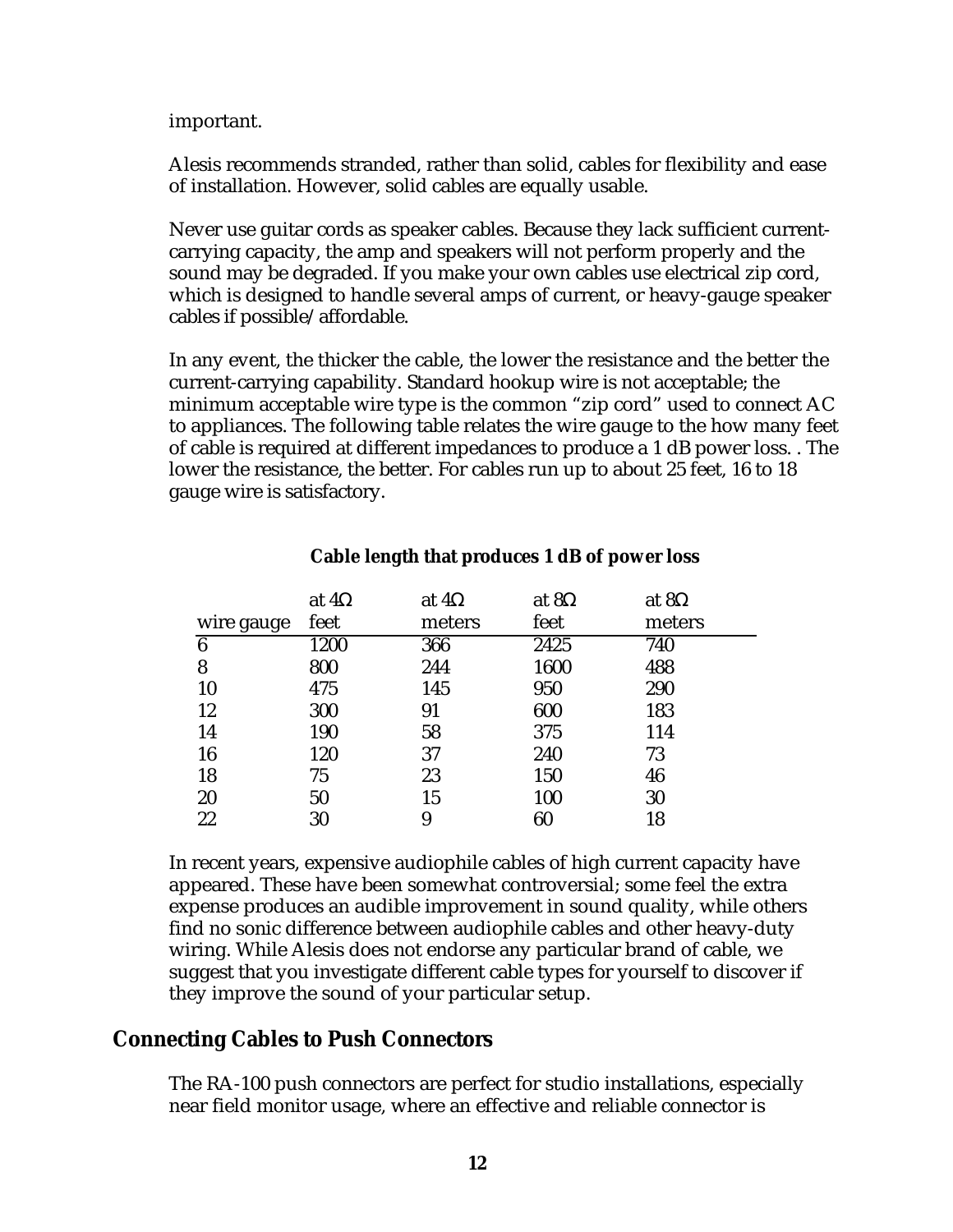important.

Alesis recommends stranded, rather than solid, cables for flexibility and ease of installation. However, solid cables are equally usable.

Never use guitar cords as speaker cables. Because they lack sufficient current-carrying capacity, the amp and speakers will not perform properly and the sound may be degraded. If you make your own cables use electrical zip cord, which is designed to handle several amps of current, or heavy-gauge speaker cables if possible/affordable.

In any event, the thicker the cable, the lower the resistance and the better the current-carrying capability. Standard hookup wire is not acceptable; the minimum acceptable wire type is the common "zip cord" used to connect AC to appliances. The following table relates the wire gauge to the how many feet of cable is required at different impedances to produce a 1 dB power loss. . The lower the resistance, the better. For cables run up to about 25 feet, 16 to 18 gauge wire is satisfactory.

**Cable length that produces 1 dB of power loss**

| wire gauge | at 4Ω feet | at 4Ω meters | at 8Ω feet | at 8Ω meters |
|---|---|---|---|---|
| 6 | 1200 | 366 | 2425 | 740 |
| 8 | 800 | 244 | 1600 | 488 |
| 10 | 475 | 145 | 950 | 290 |
| 12 | 300 | 91 | 600 | 183 |
| 14 | 190 | 58 | 375 | 114 |
| 16 | 120 | 37 | 240 | 73 |
| 18 | 75 | 23 | 150 | 46 |
| 20 | 50 | 15 | 100 | 30 |
| 22 | 30 | 9 | 60 | 18 |

In recent years, expensive audiophile cables of high current capacity have appeared. These have been somewhat controversial; some feel the extra expense produces an audible improvement in sound quality, while others find no sonic difference between audiophile cables and other heavy-duty wiring. While Alesis does not endorse any particular brand of cable, we suggest that you investigate different cable types for yourself to discover if they improve the sound of your particular setup.

## Connecting Cables to Push Connectors

The RA-100 push connectors are perfect for studio installations, especially near field monitor usage, where an effective and reliable connector is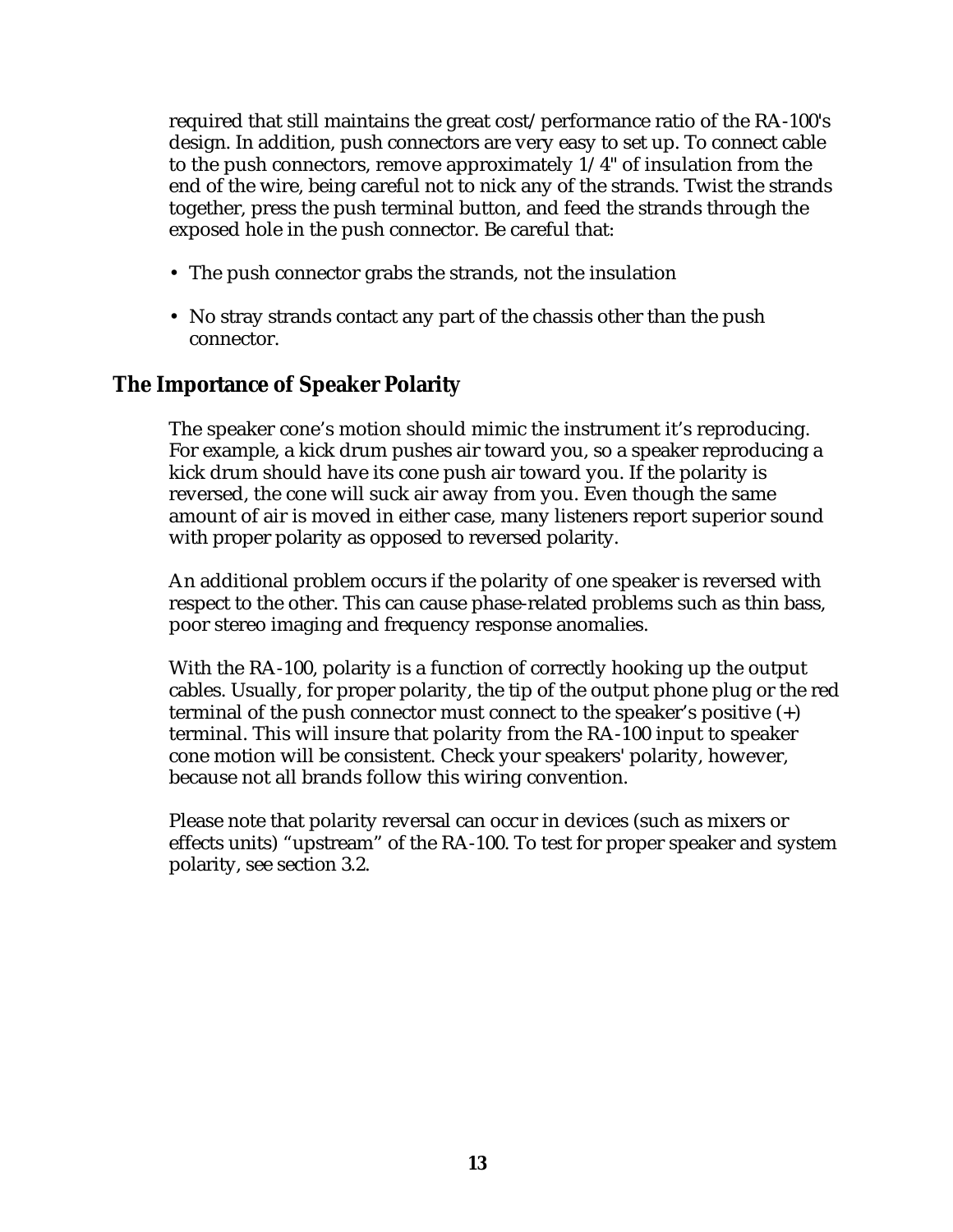required that still maintains the great cost/performance ratio of the RA-100's design. In addition, push connectors are very easy to set up. To connect cable to the push connectors, remove approximately 1/4" of insulation from the end of the wire, being careful not to nick any of the strands. Twist the strands together, press the push terminal button, and feed the strands through the exposed hole in the push connector. Be careful that:

- The push connector grabs the strands, not the insulation
- No stray strands contact any part of the chassis other than the push connector.

## The Importance of Speaker Polarity

The speaker cone's motion should mimic the instrument it's reproducing. For example, a kick drum pushes air toward you, so a speaker reproducing a kick drum should have its cone push air toward you. If the polarity is reversed, the cone will suck air away from you. Even though the same amount of air is moved in either case, many listeners report superior sound with proper polarity as opposed to reversed polarity.

An additional problem occurs if the polarity of one speaker is reversed with respect to the other. This can cause phase-related problems such as thin bass, poor stereo imaging and frequency response anomalies.

With the RA-100, polarity is a function of correctly hooking up the output cables. Usually, for proper polarity, the tip of the output phone plug or the red terminal of the push connector must connect to the speaker's positive (+) terminal. This will insure that polarity from the RA-100 input to speaker cone motion will be consistent. Check your speakers' polarity, however, because not all brands follow this wiring convention.

Please note that polarity reversal can occur in devices (such as mixers or effects units) "upstream" of the RA-100. To test for proper speaker and system polarity, see section 3.2.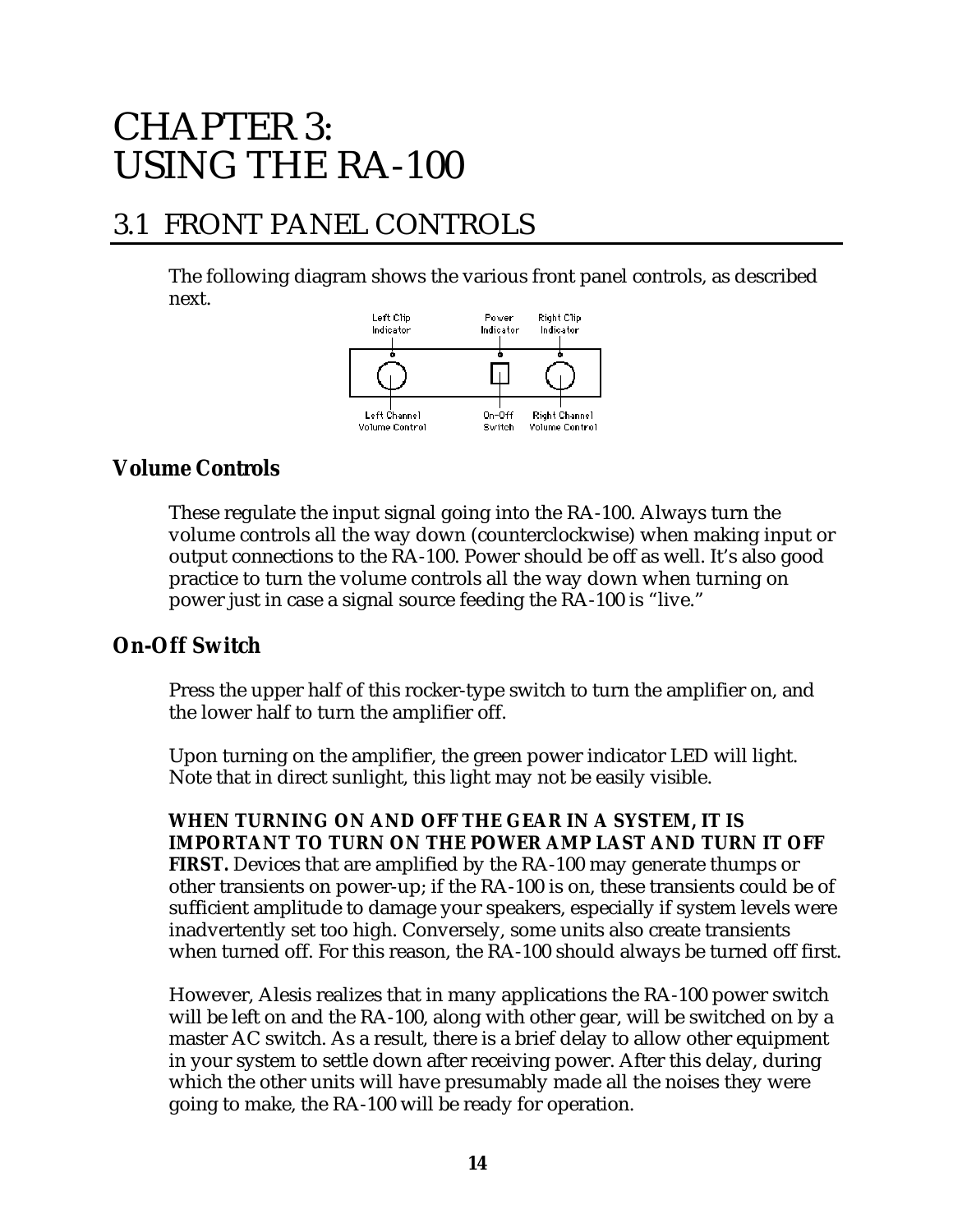# CHAPTER 3: USING THE RA-100

## 3.1 FRONT PANEL CONTROLS

The following diagram shows the various front panel controls, as described next.

Left Clip Indicator | Power Indicator | Right Clip Indicator

Left Channel Volume Control | On-Off Switch | Right Channel Volume Control

### Volume Controls

These regulate the input signal going into the RA-100. Always turn the volume controls all the way down (counterclockwise) when making input or output connections to the RA-100. Power should be off as well. It's also good practice to turn the volume controls all the way down when turning on power just in case a signal source feeding the RA-100 is "live."

### On-Off Switch

Press the upper half of this rocker-type switch to turn the amplifier on, and the lower half to turn the amplifier off.

Upon turning on the amplifier, the green power indicator LED will light. Note that in direct sunlight, this light may not be easily visible.

**WHEN TURNING ON AND OFF THE GEAR IN A SYSTEM, IT IS IMPORTANT TO TURN ON THE POWER AMP LAST AND TURN IT OFF FIRST.** Devices that are amplified by the RA-100 may generate thumps or other transients on power-up; if the RA-100 is on, these transients could be of sufficient amplitude to damage your speakers, especially if system levels were inadvertently set too high. Conversely, some units also create transients when turned off. For this reason, the RA-100 should always be turned off first.

However, Alesis realizes that in many applications the RA-100 power switch will be left on and the RA-100, along with other gear, will be switched on by a master AC switch. As a result, there is a brief delay to allow other equipment in your system to settle down after receiving power. After this delay, during which the other units will have presumably made all the noises they were going to make, the RA-100 will be ready for operation.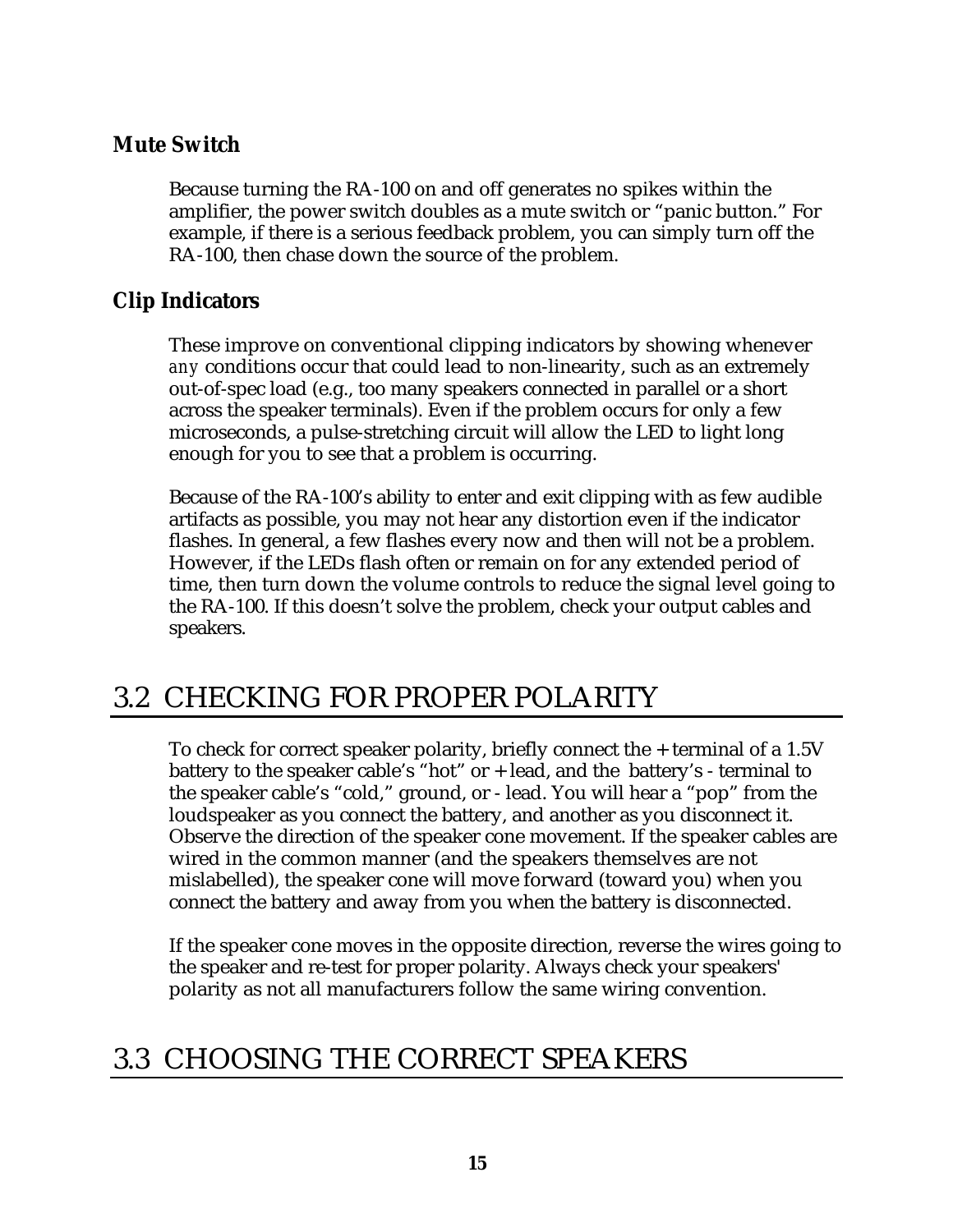### Mute Switch

Because turning the RA-100 on and off generates no spikes within the amplifier, the power switch doubles as a mute switch or "panic button." For example, if there is a serious feedback problem, you can simply turn off the RA-100, then chase down the source of the problem.

### Clip Indicators

These improve on conventional clipping indicators by showing whenever *any* conditions occur that could lead to non-linearity, such as an extremely out-of-spec load (e.g., too many speakers connected in parallel or a short across the speaker terminals). Even if the problem occurs for only a few microseconds, a pulse-stretching circuit will allow the LED to light long enough for you to see that a problem is occurring.

Because of the RA-100's ability to enter and exit clipping with as few audible artifacts as possible, you may not hear any distortion even if the indicator flashes. In general, a few flashes every now and then will not be a problem. However, if the LEDs flash often or remain on for any extended period of time, then turn down the volume controls to reduce the signal level going to the RA-100. If this doesn't solve the problem, check your output cables and speakers.

## 3.2 CHECKING FOR PROPER POLARITY

To check for correct speaker polarity, briefly connect the + terminal of a 1.5V battery to the speaker cable's "hot" or + lead, and the battery's - terminal to the speaker cable's "cold," ground, or - lead. You will hear a "pop" from the loudspeaker as you connect the battery, and another as you disconnect it. Observe the direction of the speaker cone movement. If the speaker cables are wired in the common manner (and the speakers themselves are not mislabelled), the speaker cone will move forward (toward you) when you connect the battery and away from you when the battery is disconnected.

If the speaker cone moves in the opposite direction, reverse the wires going to the speaker and re-test for proper polarity. Always check your speakers' polarity as not all manufacturers follow the same wiring convention.

## 3.3 CHOOSING THE CORRECT SPEAKERS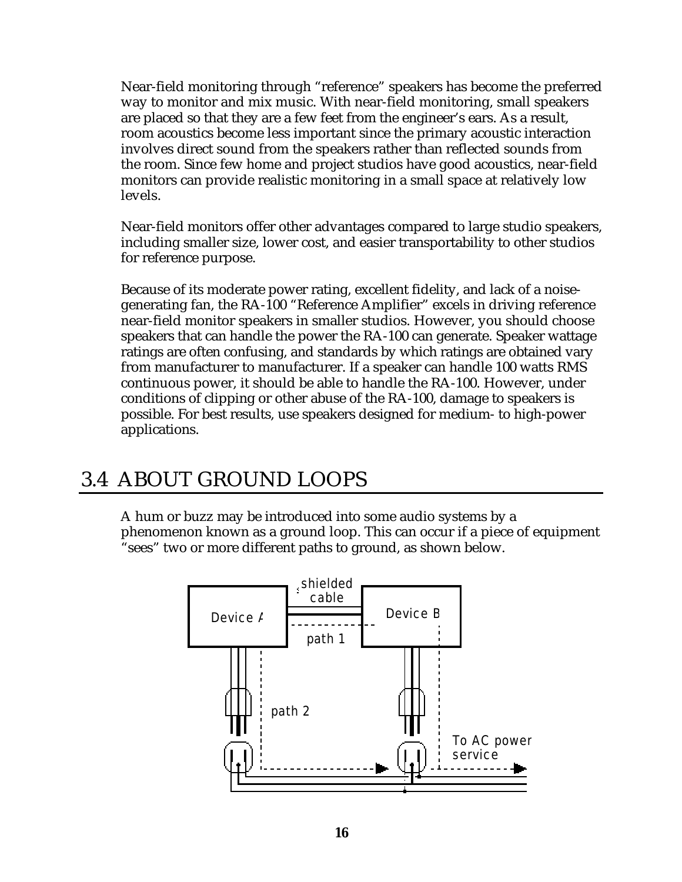Near-field monitoring through "reference" speakers has become the preferred way to monitor and mix music. With near-field monitoring, small speakers are placed so that they are a few feet from the engineer's ears. As a result, room acoustics become less important since the primary acoustic interaction involves direct sound from the speakers rather than reflected sounds from the room. Since few home and project studios have good acoustics, near-field monitors can provide realistic monitoring in a small space at relatively low levels.

Near-field monitors offer other advantages compared to large studio speakers, including smaller size, lower cost, and easier transportability to other studios for reference purpose.

Because of its moderate power rating, excellent fidelity, and lack of a noise-generating fan, the RA-100 "Reference Amplifier" excels in driving reference near-field monitor speakers in smaller studios. However, you should choose speakers that can handle the power the RA-100 can generate. Speaker wattage ratings are often confusing, and standards by which ratings are obtained vary from manufacturer to manufacturer. If a speaker can handle 100 watts RMS continuous power, it should be able to handle the RA-100. However, under conditions of clipping or other abuse of the RA-100, damage to speakers is possible. For best results, use speakers designed for medium- to high-power applications.

## 3.4 ABOUT GROUND LOOPS

A hum or buzz may be introduced into some audio systems by a phenomenon known as a ground loop. This can occur if a piece of equipment "sees" two or more different paths to ground, as shown below.

shielded cable

Device A

Device B

path 1

path 2

To AC power service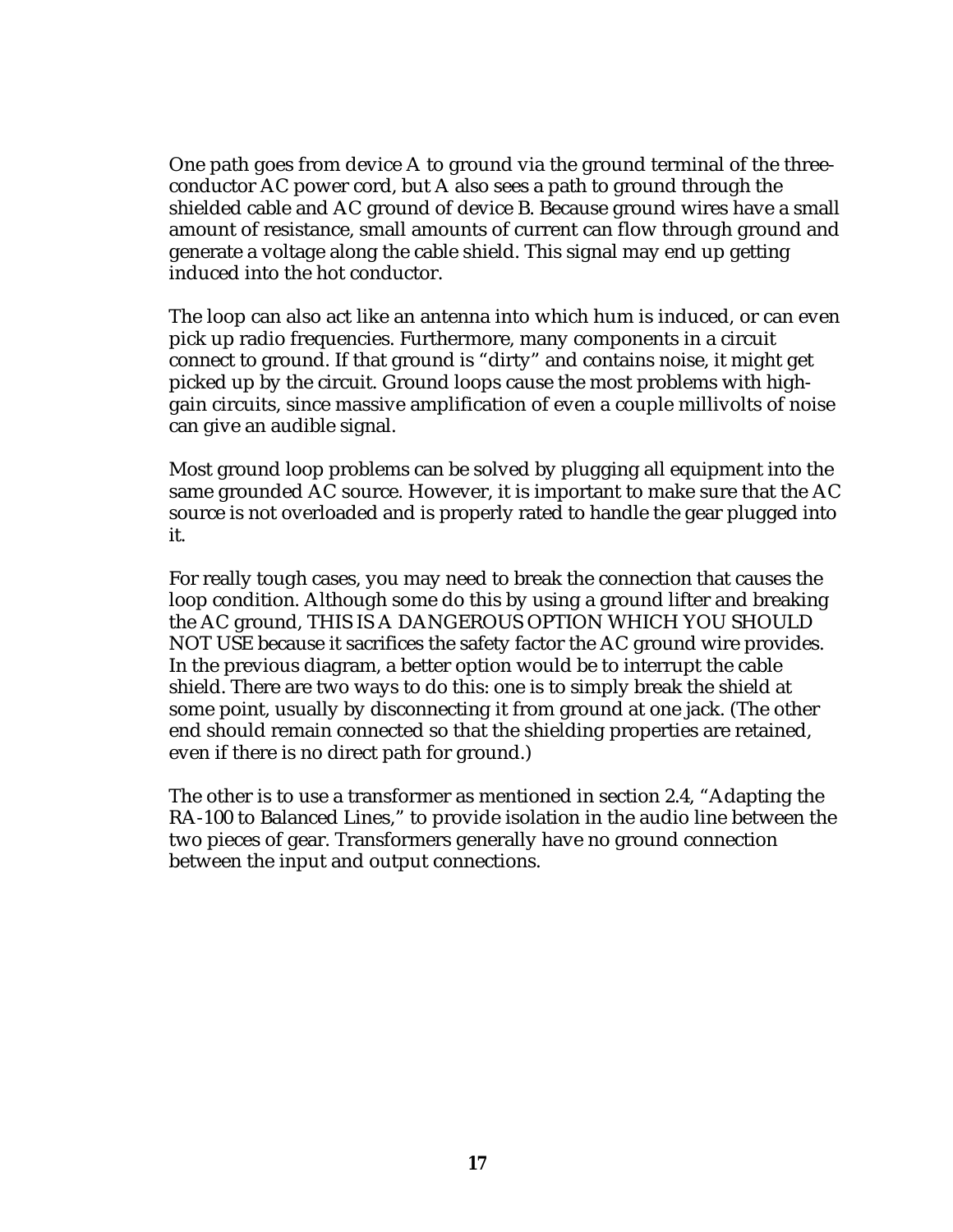One path goes from device A to ground via the ground terminal of the three-conductor AC power cord, but A also sees a path to ground through the shielded cable and AC ground of device B. Because ground wires have a small amount of resistance, small amounts of current can flow through ground and generate a voltage along the cable shield. This signal may end up getting induced into the hot conductor.

The loop can also act like an antenna into which hum is induced, or can even pick up radio frequencies. Furthermore, many components in a circuit connect to ground. If that ground is "dirty" and contains noise, it might get picked up by the circuit. Ground loops cause the most problems with high-gain circuits, since massive amplification of even a couple millivolts of noise can give an audible signal.

Most ground loop problems can be solved by plugging all equipment into the same grounded AC source. However, it is important to make sure that the AC source is not overloaded and is properly rated to handle the gear plugged into it.

For really tough cases, you may need to break the connection that causes the loop condition. Although some do this by using a ground lifter and breaking the AC ground, THIS IS A DANGEROUS OPTION WHICH YOU SHOULD NOT USE because it sacrifices the safety factor the AC ground wire provides. In the previous diagram, a better option would be to interrupt the cable shield. There are two ways to do this: one is to simply break the shield at some point, usually by disconnecting it from ground at one jack. (The other end should remain connected so that the shielding properties are retained, even if there is no direct path for ground.)

The other is to use a transformer as mentioned in section 2.4, "Adapting the RA-100 to Balanced Lines," to provide isolation in the audio line between the two pieces of gear. Transformers generally have no ground connection between the input and output connections.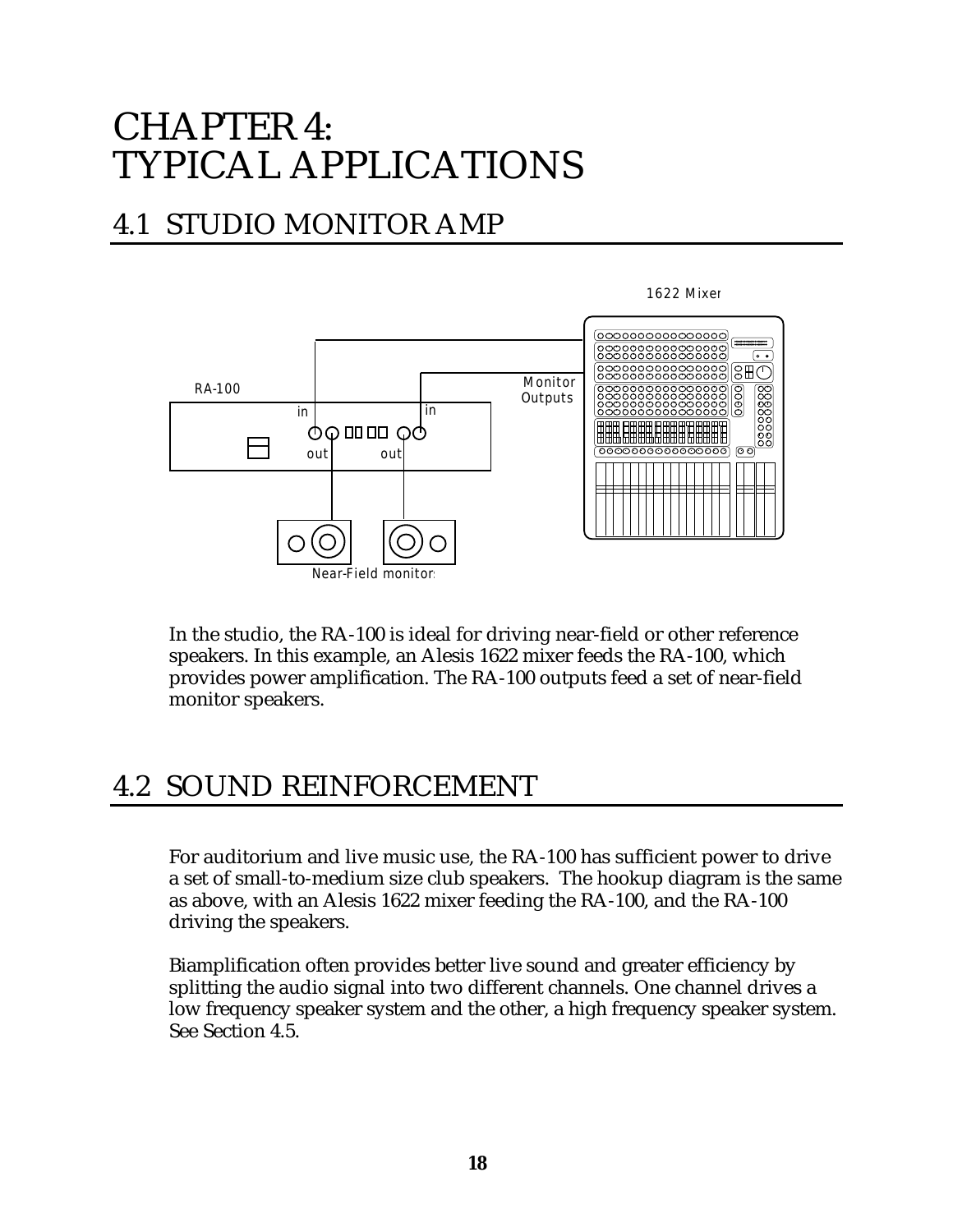# CHAPTER 4:
# TYPICAL APPLICATIONS

## 4.1 STUDIO MONITOR AMP

In the studio, the RA-100 is ideal for driving near-field or other reference speakers. In this example, an Alesis 1622 mixer feeds the RA-100, which provides power amplification. The RA-100 outputs feed a set of near-field monitor speakers.

## 4.2 SOUND REINFORCEMENT

For auditorium and live music use, the RA-100 has sufficient power to drive a set of small-to-medium size club speakers. The hookup diagram is the same as above, with an Alesis 1622 mixer feeding the RA-100, and the RA-100 driving the speakers.

Biamplification often provides better live sound and greater efficiency by splitting the audio signal into two different channels. One channel drives a low frequency speaker system and the other, a high frequency speaker system. See Section 4.5.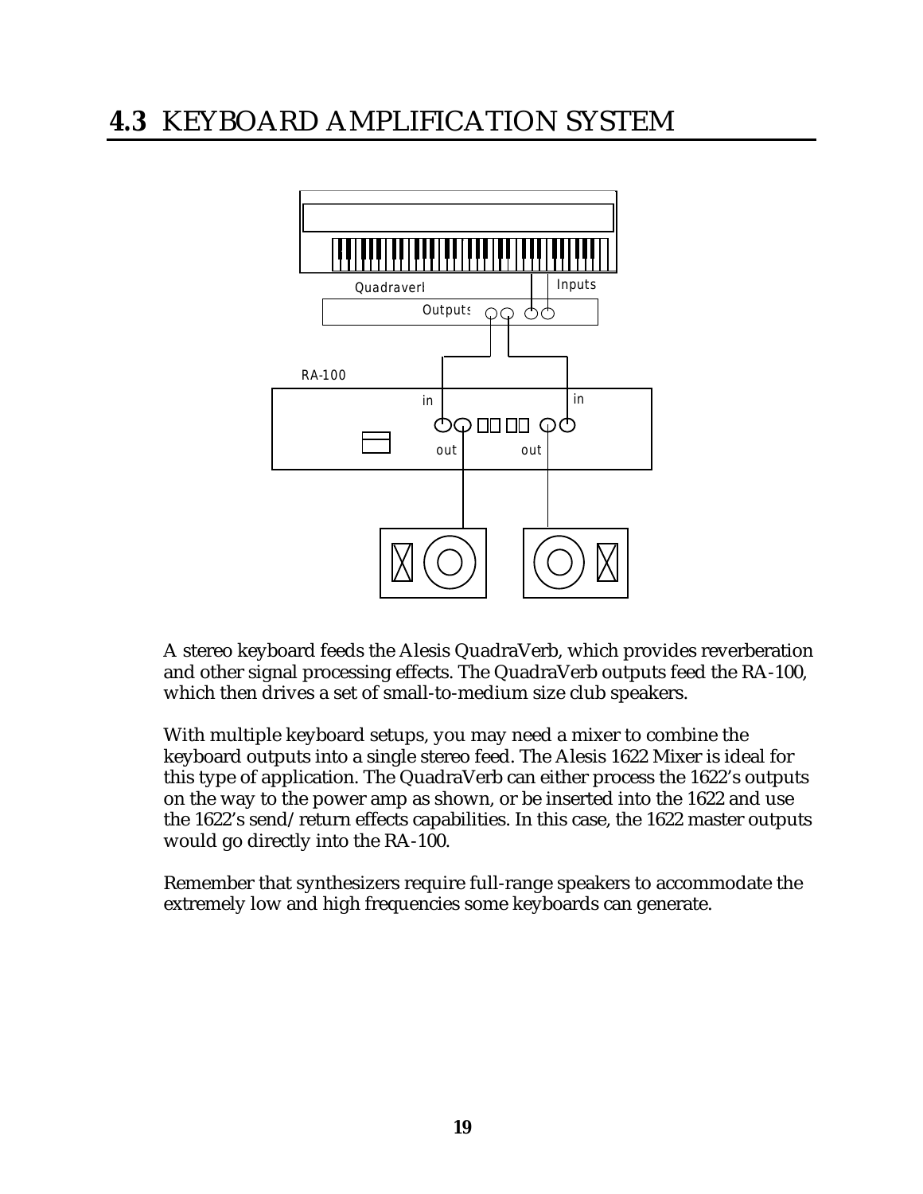# 4.3 KEYBOARD AMPLIFICATION SYSTEM

A stereo keyboard feeds the Alesis QuadraVerb, which provides reverberation and other signal processing effects. The QuadraVerb outputs feed the RA-100, which then drives a set of small-to-medium size club speakers.

With multiple keyboard setups, you may need a mixer to combine the keyboard outputs into a single stereo feed. The Alesis 1622 Mixer is ideal for this type of application. The QuadraVerb can either process the 1622's outputs on the way to the power amp as shown, or be inserted into the 1622 and use the 1622's send/return effects capabilities. In this case, the 1622 master outputs would go directly into the RA-100.

Remember that synthesizers require full-range speakers to accommodate the extremely low and high frequencies some keyboards can generate.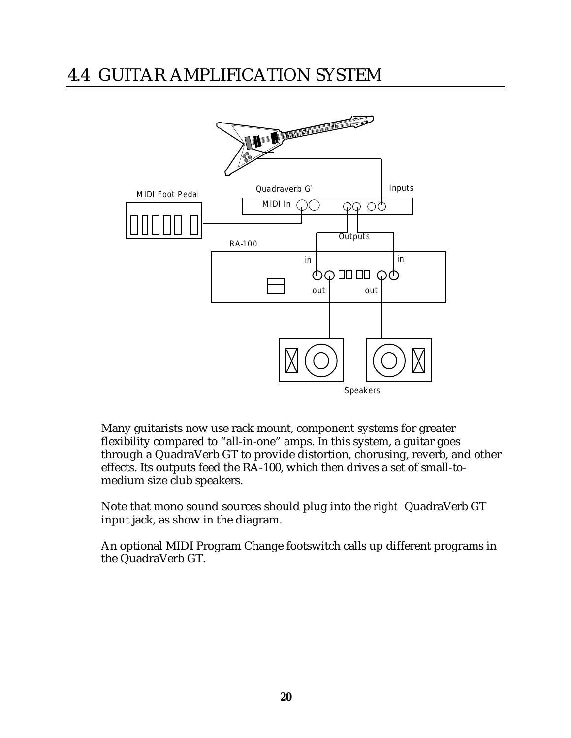# 4.4 GUITAR AMPLIFICATION SYSTEM

MIDI Foot Pedal

Quadraverb GT

MIDI In

Inputs

Outputs

RA-100

in

in

out

out

Speakers

Many guitarists now use rack mount, component systems for greater flexibility compared to "all-in-one" amps. In this system, a guitar goes through a QuadraVerb GT to provide distortion, chorusing, reverb, and other effects. Its outputs feed the RA-100, which then drives a set of small-to-medium size club speakers.

Note that mono sound sources should plug into the *right* QuadraVerb GT input jack, as show in the diagram.

An optional MIDI Program Change footswitch calls up different programs in the QuadraVerb GT.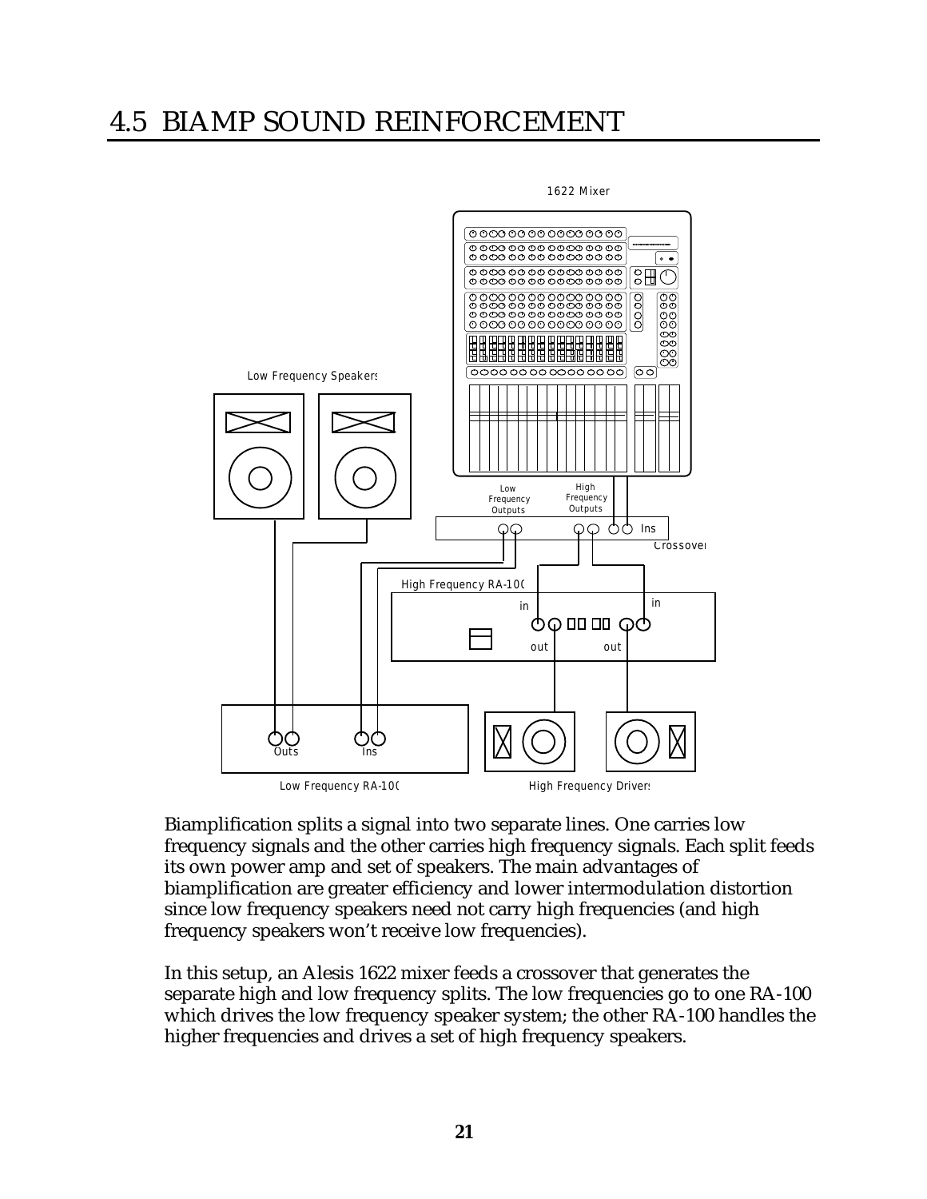# 4.5 BIAMP SOUND REINFORCEMENT

Biamplification splits a signal into two separate lines. One carries low frequency signals and the other carries high frequency signals. Each split feeds its own power amp and set of speakers. The main advantages of biamplification are greater efficiency and lower intermodulation distortion since low frequency speakers need not carry high frequencies (and high frequency speakers won't receive low frequencies).

In this setup, an Alesis 1622 mixer feeds a crossover that generates the separate high and low frequency splits. The low frequencies go to one RA-100 which drives the low frequency speaker system; the other RA-100 handles the higher frequencies and drives a set of high frequency speakers.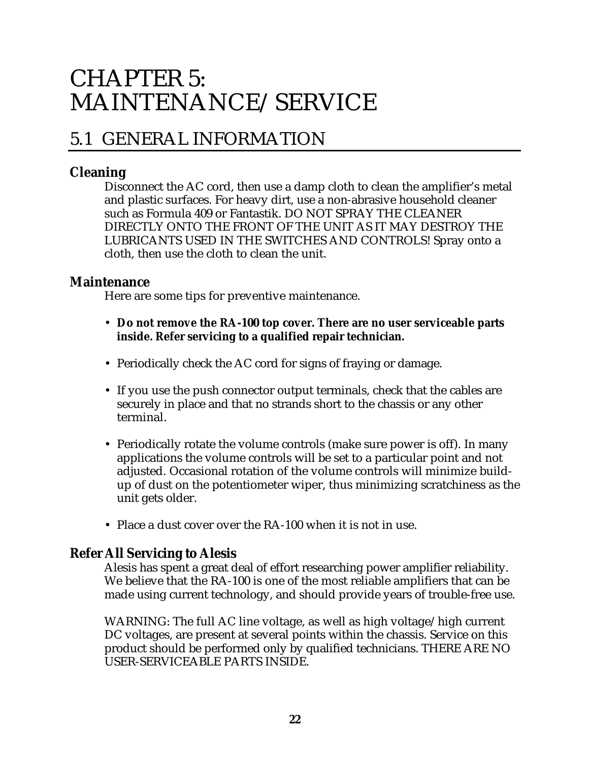# CHAPTER 5: MAINTENANCE/SERVICE

## 5.1 GENERAL INFORMATION

### Cleaning

Disconnect the AC cord, then use a damp cloth to clean the amplifier's metal and plastic surfaces. For heavy dirt, use a non-abrasive household cleaner such as Formula 409 or Fantastik. DO NOT SPRAY THE CLEANER DIRECTLY ONTO THE FRONT OF THE UNIT AS IT MAY DESTROY THE LUBRICANTS USED IN THE SWITCHES AND CONTROLS! Spray onto a cloth, then use the cloth to clean the unit.

### Maintenance

Here are some tips for preventive maintenance.

- **Do not remove the RA-100 top cover. There are no user serviceable parts inside. Refer servicing to a qualified repair technician.**
- Periodically check the AC cord for signs of fraying or damage.
- If you use the push connector output terminals, check that the cables are securely in place and that no strands short to the chassis or any other terminal.
- Periodically rotate the volume controls (make sure power is off). In many applications the volume controls will be set to a particular point and not adjusted. Occasional rotation of the volume controls will minimize build-up of dust on the potentiometer wiper, thus minimizing scratchiness as the unit gets older.
- Place a dust cover over the RA-100 when it is not in use.

### Refer All Servicing to Alesis

Alesis has spent a great deal of effort researching power amplifier reliability. We believe that the RA-100 is one of the most reliable amplifiers that can be made using current technology, and should provide years of trouble-free use.

WARNING: The full AC line voltage, as well as high voltage/high current DC voltages, are present at several points within the chassis. Service on this product should be performed only by qualified technicians. THERE ARE NO USER-SERVICEABLE PARTS INSIDE.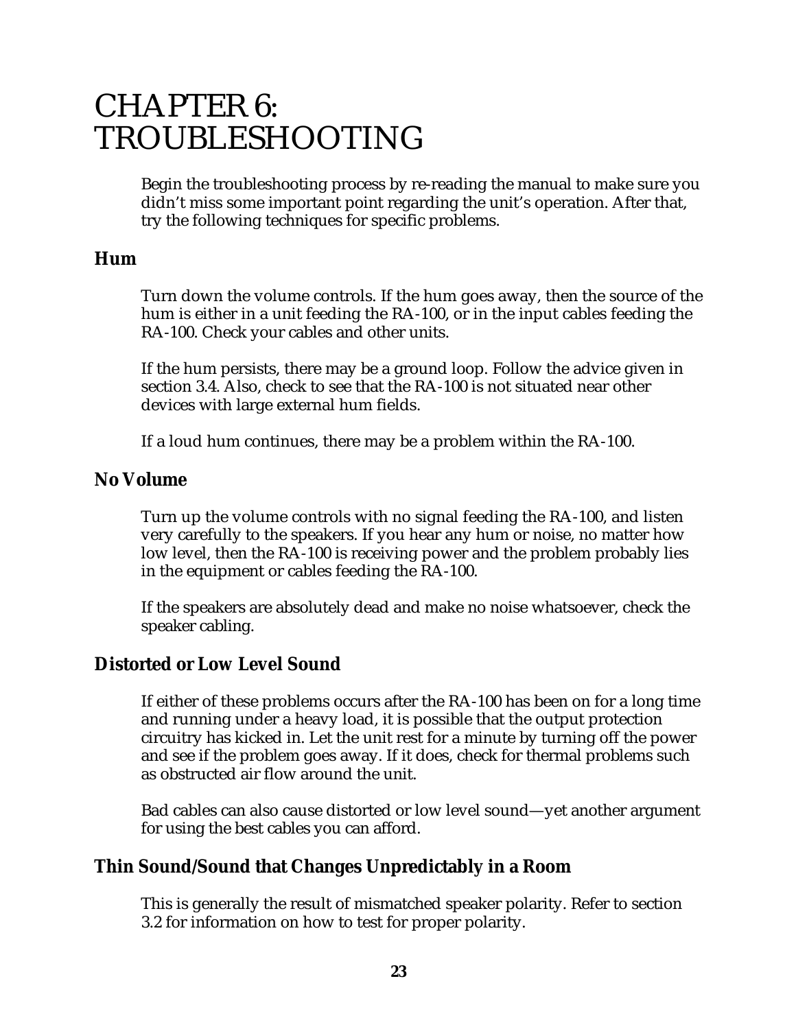# CHAPTER 6: TROUBLESHOOTING

Begin the troubleshooting process by re-reading the manual to make sure you didn't miss some important point regarding the unit's operation. After that, try the following techniques for specific problems.

## Hum

Turn down the volume controls. If the hum goes away, then the source of the hum is either in a unit feeding the RA-100, or in the input cables feeding the RA-100. Check your cables and other units.

If the hum persists, there may be a ground loop. Follow the advice given in section 3.4. Also, check to see that the RA-100 is not situated near other devices with large external hum fields.

If a loud hum continues, there may be a problem within the RA-100.

## No Volume

Turn up the volume controls with no signal feeding the RA-100, and listen very carefully to the speakers. If you hear any hum or noise, no matter how low level, then the RA-100 is receiving power and the problem probably lies in the equipment or cables feeding the RA-100.

If the speakers are absolutely dead and make no noise whatsoever, check the speaker cabling.

## Distorted or Low Level Sound

If either of these problems occurs after the RA-100 has been on for a long time and running under a heavy load, it is possible that the output protection circuitry has kicked in. Let the unit rest for a minute by turning off the power and see if the problem goes away. If it does, check for thermal problems such as obstructed air flow around the unit.

Bad cables can also cause distorted or low level sound—yet another argument for using the best cables you can afford.

## Thin Sound/Sound that Changes Unpredictably in a Room

This is generally the result of mismatched speaker polarity. Refer to section 3.2 for information on how to test for proper polarity.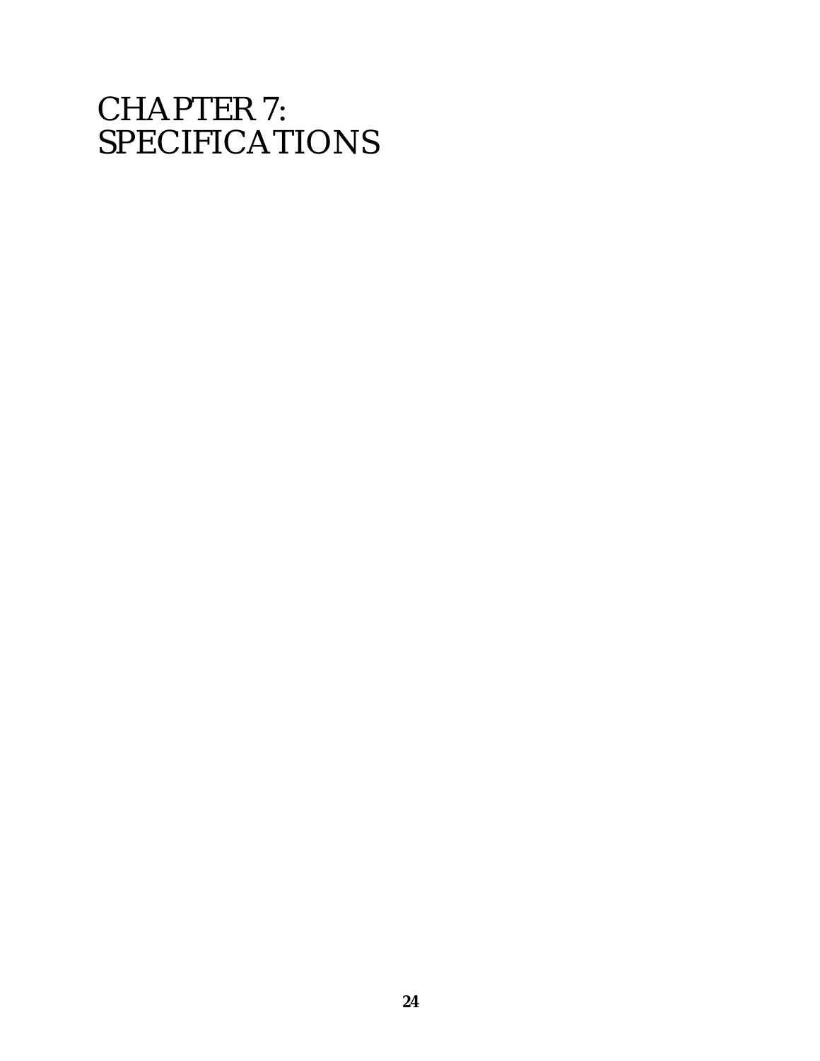# CHAPTER 7: SPECIFICATIONS